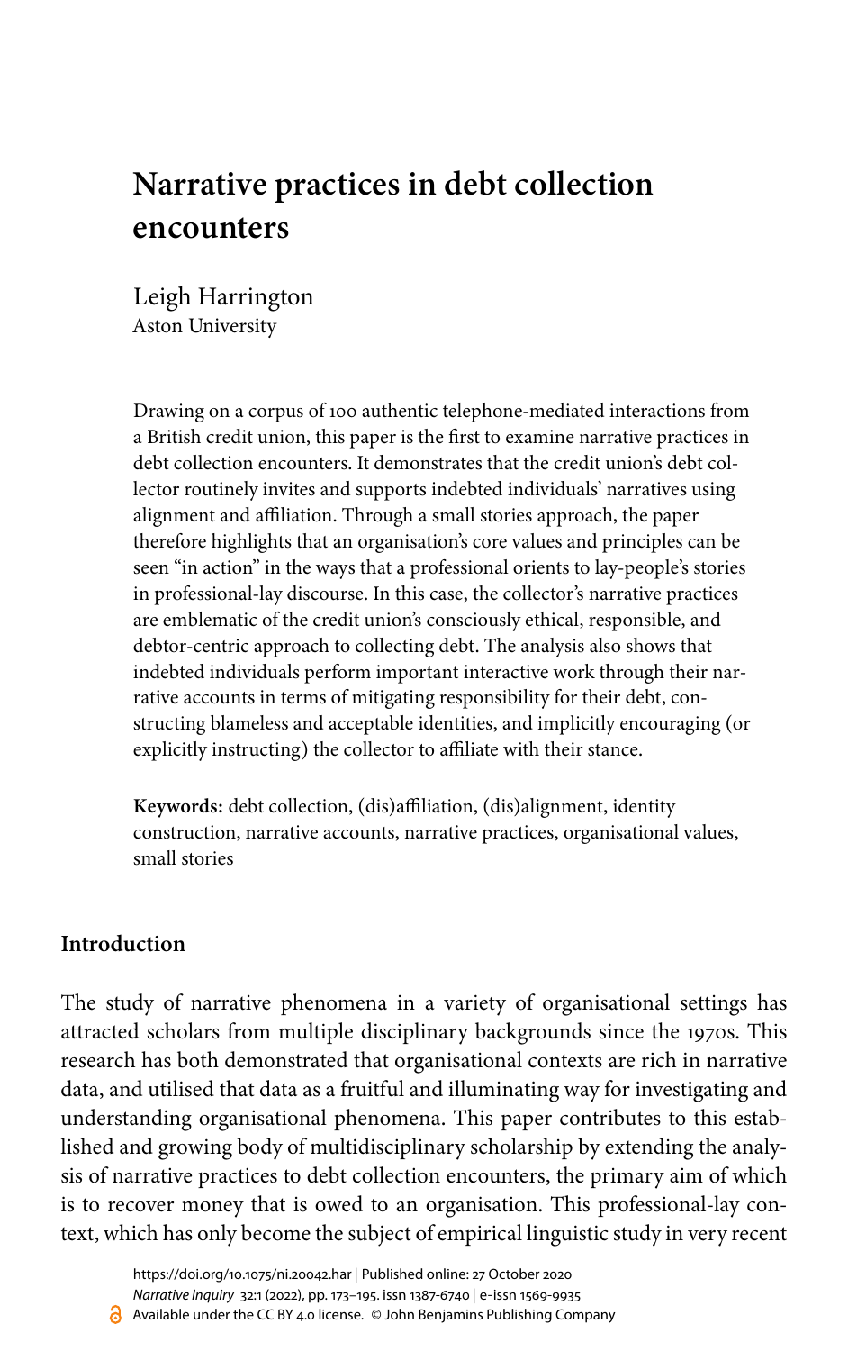# Narrative practices in debt collection encounters

Leigh Harrington
Aston University

Drawing on a corpus of 100 authentic telephone-mediated interactions from a British credit union, this paper is the first to examine narrative practices in debt collection encounters. It demonstrates that the credit union's debt collector routinely invites and supports indebted individuals' narratives using alignment and affiliation. Through a small stories approach, the paper therefore highlights that an organisation's core values and principles can be seen "in action" in the ways that a professional orients to lay-people's stories in professional-lay discourse. In this case, the collector's narrative practices are emblematic of the credit union's consciously ethical, responsible, and debtor-centric approach to collecting debt. The analysis also shows that indebted individuals perform important interactive work through their narrative accounts in terms of mitigating responsibility for their debt, constructing blameless and acceptable identities, and implicitly encouraging (or explicitly instructing) the collector to affiliate with their stance.

**Keywords:** debt collection, (dis)affiliation, (dis)alignment, identity construction, narrative accounts, narrative practices, organisational values, small stories

## Introduction

The study of narrative phenomena in a variety of organisational settings has attracted scholars from multiple disciplinary backgrounds since the 1970s. This research has both demonstrated that organisational contexts are rich in narrative data, and utilised that data as a fruitful and illuminating way for investigating and understanding organisational phenomena. This paper contributes to this established and growing body of multidisciplinary scholarship by extending the analysis of narrative practices to debt collection encounters, the primary aim of which is to recover money that is owed to an organisation. This professional-lay context, which has only become the subject of empirical linguistic study in very recent

https://doi.org/10.1075/ni.20042.har | Published online: 27 October 2020
*Narrative Inquiry* 32:1 (2022), pp. 173–195. ISSN 1387-6740 | E-ISSN 1569-9935
Available under the CC BY 4.0 license. © John Benjamins Publishing Company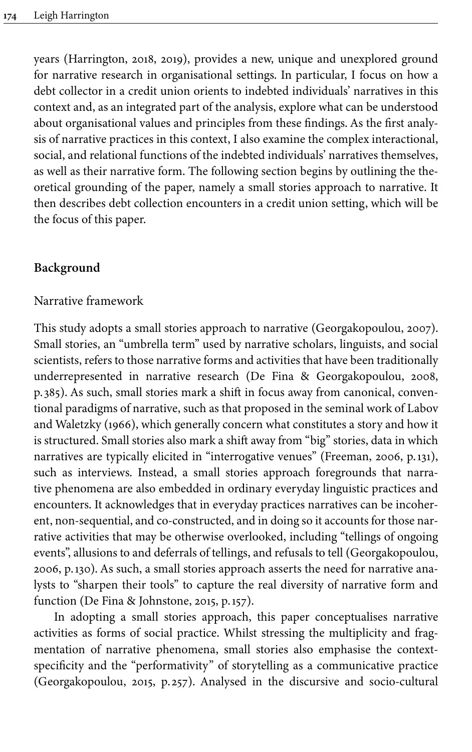years (Harrington, 2018, 2019), provides a new, unique and unexplored ground for narrative research in organisational settings. In particular, I focus on how a debt collector in a credit union orients to indebted individuals' narratives in this context and, as an integrated part of the analysis, explore what can be understood about organisational values and principles from these findings. As the first analysis of narrative practices in this context, I also examine the complex interactional, social, and relational functions of the indebted individuals' narratives themselves, as well as their narrative form. The following section begins by outlining the theoretical grounding of the paper, namely a small stories approach to narrative. It then describes debt collection encounters in a credit union setting, which will be the focus of this paper.

## Background

### Narrative framework

This study adopts a small stories approach to narrative (Georgakopoulou, 2007). Small stories, an "umbrella term" used by narrative scholars, linguists, and social scientists, refers to those narrative forms and activities that have been traditionally underrepresented in narrative research (De Fina & Georgakopoulou, 2008, p. 385). As such, small stories mark a shift in focus away from canonical, conventional paradigms of narrative, such as that proposed in the seminal work of Labov and Waletzky (1966), which generally concern what constitutes a story and how it is structured. Small stories also mark a shift away from "big" stories, data in which narratives are typically elicited in "interrogative venues" (Freeman, 2006, p. 131), such as interviews. Instead, a small stories approach foregrounds that narrative phenomena are also embedded in ordinary everyday linguistic practices and encounters. It acknowledges that in everyday practices narratives can be incoherent, non-sequential, and co-constructed, and in doing so it accounts for those narrative activities that may be otherwise overlooked, including "tellings of ongoing events", allusions to and deferrals of tellings, and refusals to tell (Georgakopoulou, 2006, p. 130). As such, a small stories approach asserts the need for narrative analysts to "sharpen their tools" to capture the real diversity of narrative form and function (De Fina & Johnstone, 2015, p. 157).

In adopting a small stories approach, this paper conceptualises narrative activities as forms of social practice. Whilst stressing the multiplicity and fragmentation of narrative phenomena, small stories also emphasise the context-specificity and the "performativity" of storytelling as a communicative practice (Georgakopoulou, 2015, p. 257). Analysed in the discursive and socio-cultural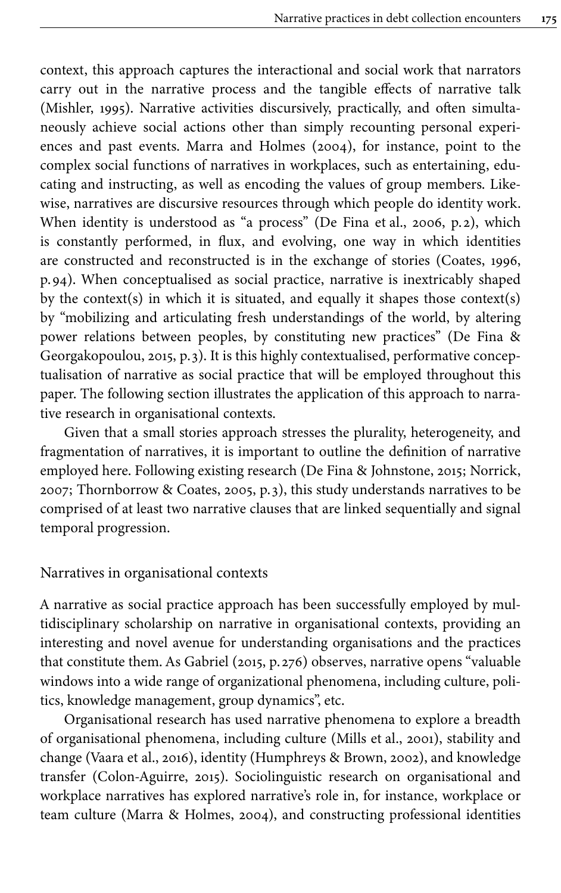context, this approach captures the interactional and social work that narrators carry out in the narrative process and the tangible effects of narrative talk (Mishler, 1995). Narrative activities discursively, practically, and often simultaneously achieve social actions other than simply recounting personal experiences and past events. Marra and Holmes (2004), for instance, point to the complex social functions of narratives in workplaces, such as entertaining, educating and instructing, as well as encoding the values of group members. Likewise, narratives are discursive resources through which people do identity work. When identity is understood as "a process" (De Fina et al., 2006, p. 2), which is constantly performed, in flux, and evolving, one way in which identities are constructed and reconstructed is in the exchange of stories (Coates, 1996, p. 94). When conceptualised as social practice, narrative is inextricably shaped by the context(s) in which it is situated, and equally it shapes those context(s) by "mobilizing and articulating fresh understandings of the world, by altering power relations between peoples, by constituting new practices" (De Fina & Georgakopoulou, 2015, p. 3). It is this highly contextualised, performative conceptualisation of narrative as social practice that will be employed throughout this paper. The following section illustrates the application of this approach to narrative research in organisational contexts.

Given that a small stories approach stresses the plurality, heterogeneity, and fragmentation of narratives, it is important to outline the definition of narrative employed here. Following existing research (De Fina & Johnstone, 2015; Norrick, 2007; Thornborrow & Coates, 2005, p. 3), this study understands narratives to be comprised of at least two narrative clauses that are linked sequentially and signal temporal progression.

## Narratives in organisational contexts

A narrative as social practice approach has been successfully employed by multidisciplinary scholarship on narrative in organisational contexts, providing an interesting and novel avenue for understanding organisations and the practices that constitute them. As Gabriel (2015, p. 276) observes, narrative opens "valuable windows into a wide range of organizational phenomena, including culture, politics, knowledge management, group dynamics", etc.

Organisational research has used narrative phenomena to explore a breadth of organisational phenomena, including culture (Mills et al., 2001), stability and change (Vaara et al., 2016), identity (Humphreys & Brown, 2002), and knowledge transfer (Colon-Aguirre, 2015). Sociolinguistic research on organisational and workplace narratives has explored narrative's role in, for instance, workplace or team culture (Marra & Holmes, 2004), and constructing professional identities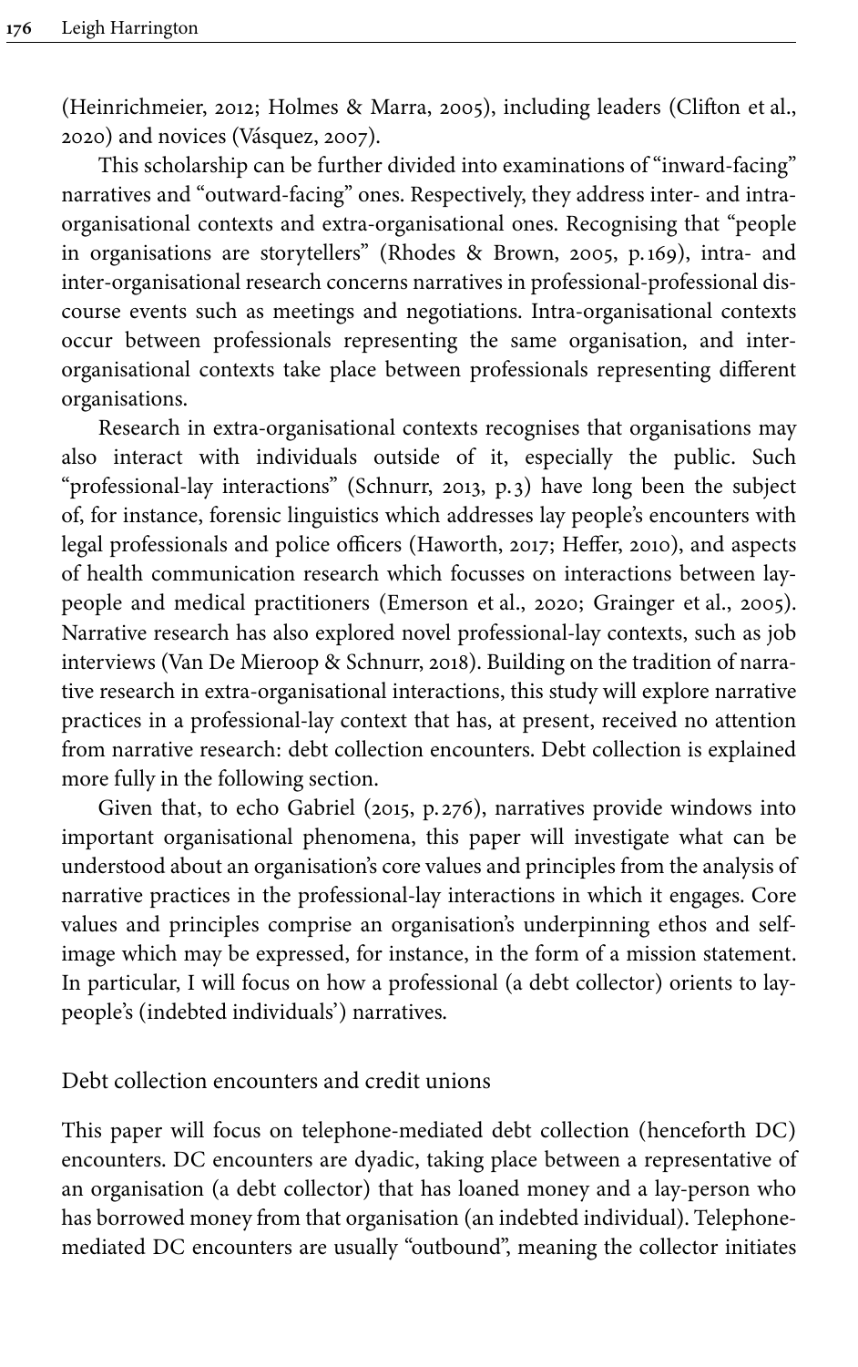(Heinrichmeier, 2012; Holmes & Marra, 2005), including leaders (Clifton et al., 2020) and novices (Vásquez, 2007).

This scholarship can be further divided into examinations of "inward-facing" narratives and "outward-facing" ones. Respectively, they address inter- and intra-organisational contexts and extra-organisational ones. Recognising that "people in organisations are storytellers" (Rhodes & Brown, 2005, p. 169), intra- and inter-organisational research concerns narratives in professional-professional discourse events such as meetings and negotiations. Intra-organisational contexts occur between professionals representing the same organisation, and inter-organisational contexts take place between professionals representing different organisations.

Research in extra-organisational contexts recognises that organisations may also interact with individuals outside of it, especially the public. Such "professional-lay interactions" (Schnurr, 2013, p. 3) have long been the subject of, for instance, forensic linguistics which addresses lay people's encounters with legal professionals and police officers (Haworth, 2017; Heffer, 2010), and aspects of health communication research which focusses on interactions between lay-people and medical practitioners (Emerson et al., 2020; Grainger et al., 2005). Narrative research has also explored novel professional-lay contexts, such as job interviews (Van De Mieroop & Schnurr, 2018). Building on the tradition of narrative research in extra-organisational interactions, this study will explore narrative practices in a professional-lay context that has, at present, received no attention from narrative research: debt collection encounters. Debt collection is explained more fully in the following section.

Given that, to echo Gabriel (2015, p. 276), narratives provide windows into important organisational phenomena, this paper will investigate what can be understood about an organisation's core values and principles from the analysis of narrative practices in the professional-lay interactions in which it engages. Core values and principles comprise an organisation's underpinning ethos and self-image which may be expressed, for instance, in the form of a mission statement. In particular, I will focus on how a professional (a debt collector) orients to lay-people's (indebted individuals') narratives.

## Debt collection encounters and credit unions

This paper will focus on telephone-mediated debt collection (henceforth DC) encounters. DC encounters are dyadic, taking place between a representative of an organisation (a debt collector) that has loaned money and a lay-person who has borrowed money from that organisation (an indebted individual). Telephone-mediated DC encounters are usually "outbound", meaning the collector initiates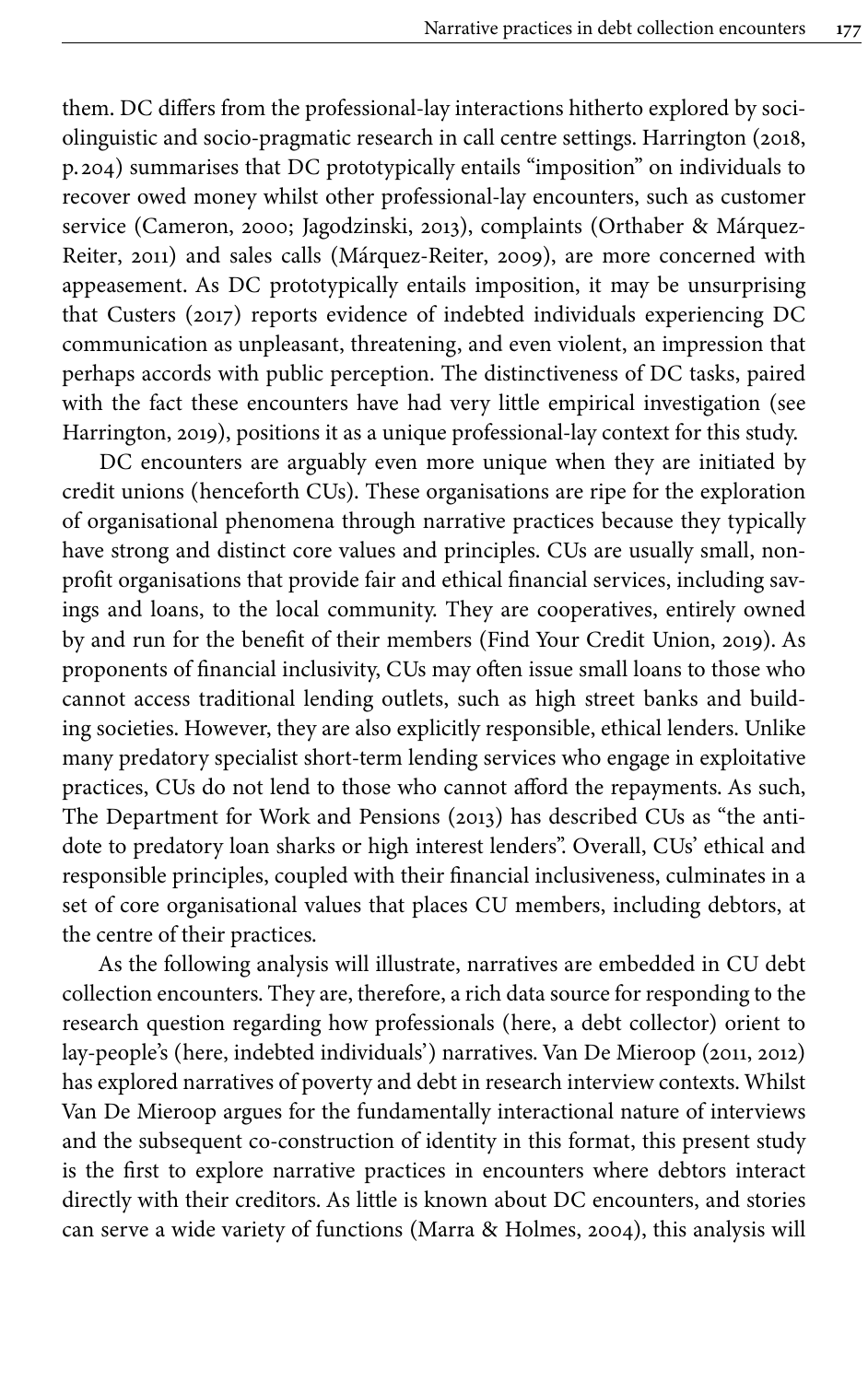them. DC differs from the professional-lay interactions hitherto explored by sociolinguistic and socio-pragmatic research in call centre settings. Harrington (2018, p.204) summarises that DC prototypically entails "imposition" on individuals to recover owed money whilst other professional-lay encounters, such as customer service (Cameron, 2000; Jagodzinski, 2013), complaints (Orthaber & Márquez-Reiter, 2011) and sales calls (Márquez-Reiter, 2009), are more concerned with appeasement. As DC prototypically entails imposition, it may be unsurprising that Custers (2017) reports evidence of indebted individuals experiencing DC communication as unpleasant, threatening, and even violent, an impression that perhaps accords with public perception. The distinctiveness of DC tasks, paired with the fact these encounters have had very little empirical investigation (see Harrington, 2019), positions it as a unique professional-lay context for this study.

DC encounters are arguably even more unique when they are initiated by credit unions (henceforth CUs). These organisations are ripe for the exploration of organisational phenomena through narrative practices because they typically have strong and distinct core values and principles. CUs are usually small, non-profit organisations that provide fair and ethical financial services, including savings and loans, to the local community. They are cooperatives, entirely owned by and run for the benefit of their members (Find Your Credit Union, 2019). As proponents of financial inclusivity, CUs may often issue small loans to those who cannot access traditional lending outlets, such as high street banks and building societies. However, they are also explicitly responsible, ethical lenders. Unlike many predatory specialist short-term lending services who engage in exploitative practices, CUs do not lend to those who cannot afford the repayments. As such, The Department for Work and Pensions (2013) has described CUs as "the antidote to predatory loan sharks or high interest lenders". Overall, CUs' ethical and responsible principles, coupled with their financial inclusiveness, culminates in a set of core organisational values that places CU members, including debtors, at the centre of their practices.

As the following analysis will illustrate, narratives are embedded in CU debt collection encounters. They are, therefore, a rich data source for responding to the research question regarding how professionals (here, a debt collector) orient to lay-people's (here, indebted individuals') narratives. Van De Mieroop (2011, 2012) has explored narratives of poverty and debt in research interview contexts. Whilst Van De Mieroop argues for the fundamentally interactional nature of interviews and the subsequent co-construction of identity in this format, this present study is the first to explore narrative practices in encounters where debtors interact directly with their creditors. As little is known about DC encounters, and stories can serve a wide variety of functions (Marra & Holmes, 2004), this analysis will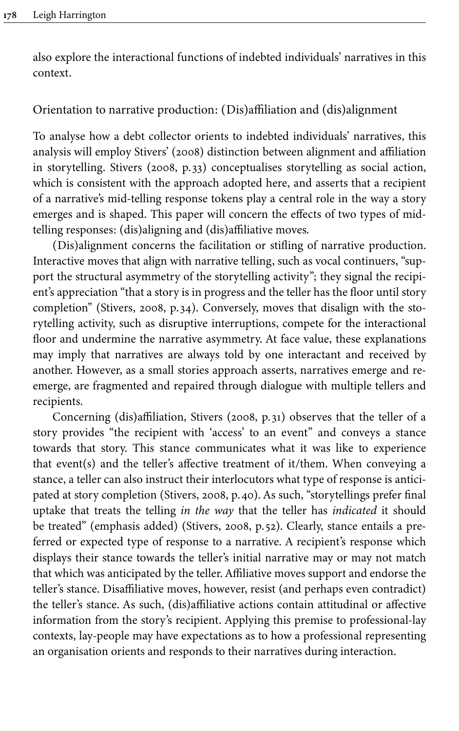also explore the interactional functions of indebted individuals' narratives in this context.

## Orientation to narrative production: (Dis)affiliation and (dis)alignment

To analyse how a debt collector orients to indebted individuals' narratives, this analysis will employ Stivers' (2008) distinction between alignment and affiliation in storytelling. Stivers (2008, p. 33) conceptualises storytelling as social action, which is consistent with the approach adopted here, and asserts that a recipient of a narrative's mid-telling response tokens play a central role in the way a story emerges and is shaped. This paper will concern the effects of two types of mid-telling responses: (dis)aligning and (dis)affiliative moves.

(Dis)alignment concerns the facilitation or stifling of narrative production. Interactive moves that align with narrative telling, such as vocal continuers, "support the structural asymmetry of the storytelling activity"; they signal the recipient's appreciation "that a story is in progress and the teller has the floor until story completion" (Stivers, 2008, p. 34). Conversely, moves that disalign with the storytelling activity, such as disruptive interruptions, compete for the interactional floor and undermine the narrative asymmetry. At face value, these explanations may imply that narratives are always told by one interactant and received by another. However, as a small stories approach asserts, narratives emerge and re-emerge, are fragmented and repaired through dialogue with multiple tellers and recipients.

Concerning (dis)affiliation, Stivers (2008, p. 31) observes that the teller of a story provides "the recipient with 'access' to an event" and conveys a stance towards that story. This stance communicates what it was like to experience that event(s) and the teller's affective treatment of it/them. When conveying a stance, a teller can also instruct their interlocutors what type of response is anticipated at story completion (Stivers, 2008, p. 40). As such, "storytellings prefer final uptake that treats the telling *in the way* that the teller has *indicated* it should be treated" (emphasis added) (Stivers, 2008, p. 52). Clearly, stance entails a preferred or expected type of response to a narrative. A recipient's response which displays their stance towards the teller's initial narrative may or may not match that which was anticipated by the teller. Affiliative moves support and endorse the teller's stance. Disaffiliative moves, however, resist (and perhaps even contradict) the teller's stance. As such, (dis)affiliative actions contain attitudinal or affective information from the story's recipient. Applying this premise to professional-lay contexts, lay-people may have expectations as to how a professional representing an organisation orients and responds to their narratives during interaction.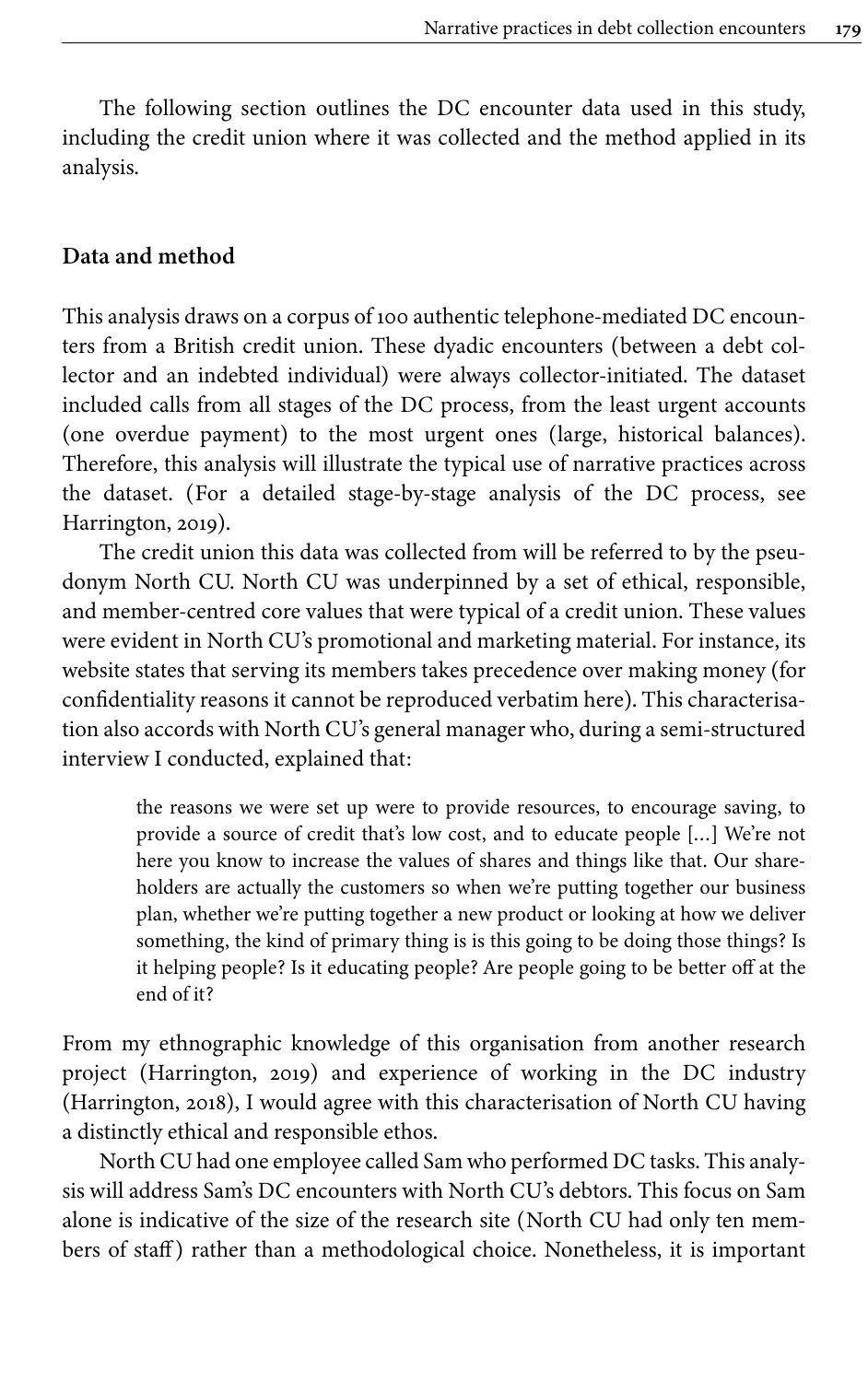The following section outlines the DC encounter data used in this study, including the credit union where it was collected and the method applied in its analysis.

## Data and method

This analysis draws on a corpus of 100 authentic telephone-mediated DC encounters from a British credit union. These dyadic encounters (between a debt collector and an indebted individual) were always collector-initiated. The dataset included calls from all stages of the DC process, from the least urgent accounts (one overdue payment) to the most urgent ones (large, historical balances). Therefore, this analysis will illustrate the typical use of narrative practices across the dataset. (For a detailed stage-by-stage analysis of the DC process, see Harrington, 2019).

The credit union this data was collected from will be referred to by the pseudonym North CU. North CU was underpinned by a set of ethical, responsible, and member-centred core values that were typical of a credit union. These values were evident in North CU's promotional and marketing material. For instance, its website states that serving its members takes precedence over making money (for confidentiality reasons it cannot be reproduced verbatim here). This characterisation also accords with North CU's general manager who, during a semi-structured interview I conducted, explained that:

> the reasons we were set up were to provide resources, to encourage saving, to provide a source of credit that's low cost, and to educate people […] We're not here you know to increase the values of shares and things like that. Our shareholders are actually the customers so when we're putting together our business plan, whether we're putting together a new product or looking at how we deliver something, the kind of primary thing is is this going to be doing those things? Is it helping people? Is it educating people? Are people going to be better off at the end of it?

From my ethnographic knowledge of this organisation from another research project (Harrington, 2019) and experience of working in the DC industry (Harrington, 2018), I would agree with this characterisation of North CU having a distinctly ethical and responsible ethos.

North CU had one employee called Sam who performed DC tasks. This analysis will address Sam's DC encounters with North CU's debtors. This focus on Sam alone is indicative of the size of the research site (North CU had only ten members of staff) rather than a methodological choice. Nonetheless, it is important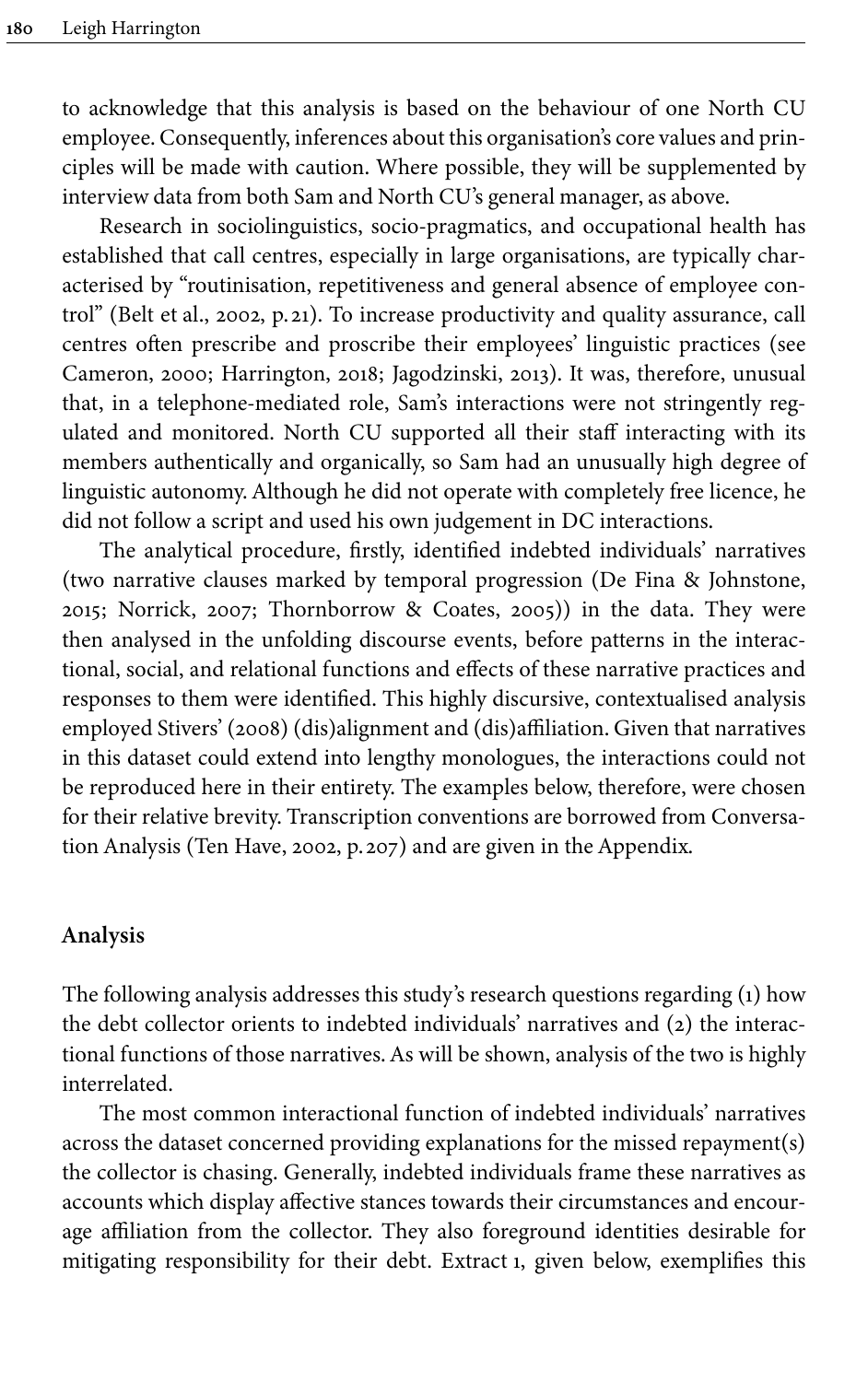to acknowledge that this analysis is based on the behaviour of one North CU employee. Consequently, inferences about this organisation's core values and principles will be made with caution. Where possible, they will be supplemented by interview data from both Sam and North CU's general manager, as above.

Research in sociolinguistics, socio-pragmatics, and occupational health has established that call centres, especially in large organisations, are typically characterised by "routinisation, repetitiveness and general absence of employee control" (Belt et al., 2002, p. 21). To increase productivity and quality assurance, call centres often prescribe and proscribe their employees' linguistic practices (see Cameron, 2000; Harrington, 2018; Jagodzinski, 2013). It was, therefore, unusual that, in a telephone-mediated role, Sam's interactions were not stringently regulated and monitored. North CU supported all their staff interacting with its members authentically and organically, so Sam had an unusually high degree of linguistic autonomy. Although he did not operate with completely free licence, he did not follow a script and used his own judgement in DC interactions.

The analytical procedure, firstly, identified indebted individuals' narratives (two narrative clauses marked by temporal progression (De Fina & Johnstone, 2015; Norrick, 2007; Thornborrow & Coates, 2005)) in the data. They were then analysed in the unfolding discourse events, before patterns in the interactional, social, and relational functions and effects of these narrative practices and responses to them were identified. This highly discursive, contextualised analysis employed Stivers' (2008) (dis)alignment and (dis)affiliation. Given that narratives in this dataset could extend into lengthy monologues, the interactions could not be reproduced here in their entirety. The examples below, therefore, were chosen for their relative brevity. Transcription conventions are borrowed from Conversation Analysis (Ten Have, 2002, p. 207) and are given in the Appendix.

## Analysis

The following analysis addresses this study's research questions regarding (1) how the debt collector orients to indebted individuals' narratives and (2) the interactional functions of those narratives. As will be shown, analysis of the two is highly interrelated.

The most common interactional function of indebted individuals' narratives across the dataset concerned providing explanations for the missed repayment(s) the collector is chasing. Generally, indebted individuals frame these narratives as accounts which display affective stances towards their circumstances and encourage affiliation from the collector. They also foreground identities desirable for mitigating responsibility for their debt. Extract 1, given below, exemplifies this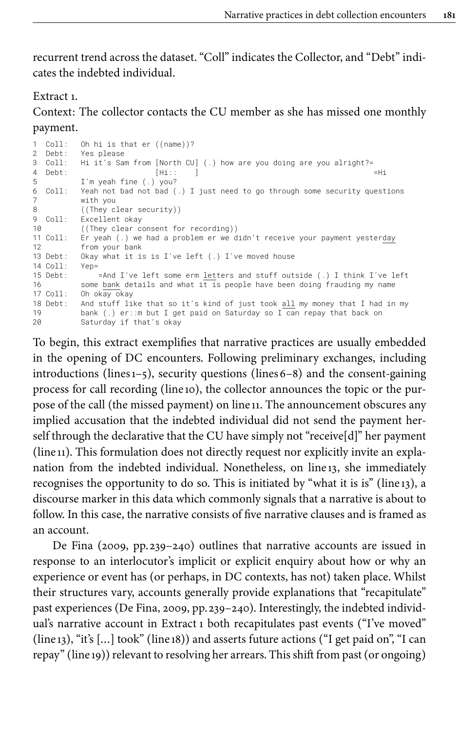recurrent trend across the dataset. "Coll" indicates the Collector, and "Debt" indicates the indebted individual.

Extract 1.
Context: The collector contacts the CU member as she has missed one monthly payment.

```
1  Coll:   Oh hi is that er ((name))?
2  Debt:   Yes please
3  Coll:   Hi it's Sam from [North CU] (.) how are you doing are you alright?=
4  Debt:                    [Hi::    ]                                    =Hi
5          I'm yeah fine (.) you?
6  Coll:   Yeah not bad not bad (.) I just need to go through some security questions
7          with you
8          ((They clear security))
9  Coll:   Excellent okay
10         ((They clear consent for recording))
11 Coll:   Er yeah (.) we had a problem er we didn't receive your payment yesterday
12         from your bank
13 Debt:   Okay what it is is I've left (.) I've moved house
14 Coll:   Yep=
15 Debt:      =And I've left some erm letters and stuff outside (.) I think I've left
16         some bank details and what it is people have been doing frauding my name
17 Coll:   Oh okay okay
18 Debt:   And stuff like that so it's kind of just took all my money that I had in my
19         bank (.) er::m but I get paid on Saturday so I can repay that back on
20         Saturday if that's okay
```

To begin, this extract exemplifies that narrative practices are usually embedded in the opening of DC encounters. Following preliminary exchanges, including introductions (lines 1–5), security questions (lines 6–8) and the consent-gaining process for call recording (line 10), the collector announces the topic or the purpose of the call (the missed payment) on line 11. The announcement obscures any implied accusation that the indebted individual did not send the payment herself through the declarative that the CU have simply not "receive[d]" her payment (line 11). This formulation does not directly request nor explicitly invite an explanation from the indebted individual. Nonetheless, on line 13, she immediately recognises the opportunity to do so. This is initiated by "what it is is" (line 13), a discourse marker in this data which commonly signals that a narrative is about to follow. In this case, the narrative consists of five narrative clauses and is framed as an account.

De Fina (2009, pp. 239–240) outlines that narrative accounts are issued in response to an interlocutor's implicit or explicit enquiry about how or why an experience or event has (or perhaps, in DC contexts, has not) taken place. Whilst their structures vary, accounts generally provide explanations that "recapitulate" past experiences (De Fina, 2009, pp. 239–240). Interestingly, the indebted individual's narrative account in Extract 1 both recapitulates past events ("I've moved" (line 13), "it's [...] took" (line 18)) and asserts future actions ("I get paid on", "I can repay" (line 19)) relevant to resolving her arrears. This shift from past (or ongoing)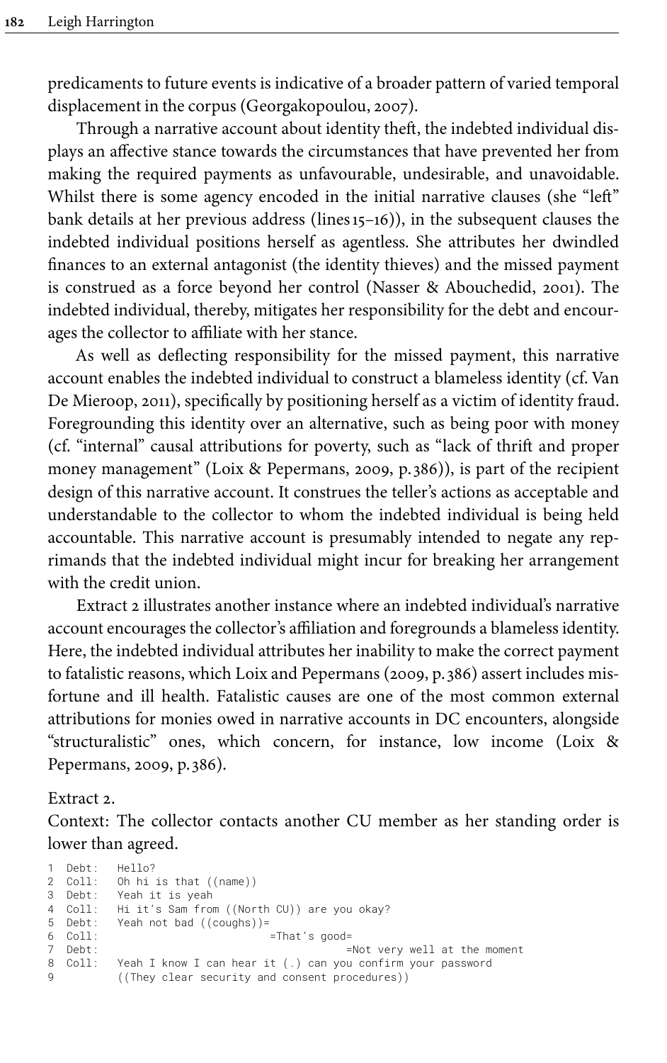predicaments to future events is indicative of a broader pattern of varied temporal displacement in the corpus (Georgakopoulou, 2007).

Through a narrative account about identity theft, the indebted individual displays an affective stance towards the circumstances that have prevented her from making the required payments as unfavourable, undesirable, and unavoidable. Whilst there is some agency encoded in the initial narrative clauses (she "left" bank details at her previous address (lines 15–16)), in the subsequent clauses the indebted individual positions herself as agentless. She attributes her dwindled finances to an external antagonist (the identity thieves) and the missed payment is construed as a force beyond her control (Nasser & Abouchedid, 2001). The indebted individual, thereby, mitigates her responsibility for the debt and encourages the collector to affiliate with her stance.

As well as deflecting responsibility for the missed payment, this narrative account enables the indebted individual to construct a blameless identity (cf. Van De Mieroop, 2011), specifically by positioning herself as a victim of identity fraud. Foregrounding this identity over an alternative, such as being poor with money (cf. "internal" causal attributions for poverty, such as "lack of thrift and proper money management" (Loix & Pepermans, 2009, p. 386)), is part of the recipient design of this narrative account. It construes the teller's actions as acceptable and understandable to the collector to whom the indebted individual is being held accountable. This narrative account is presumably intended to negate any reprimands that the indebted individual might incur for breaking her arrangement with the credit union.

Extract 2 illustrates another instance where an indebted individual's narrative account encourages the collector's affiliation and foregrounds a blameless identity. Here, the indebted individual attributes her inability to make the correct payment to fatalistic reasons, which Loix and Pepermans (2009, p. 386) assert includes misfortune and ill health. Fatalistic causes are one of the most common external attributions for monies owed in narrative accounts in DC encounters, alongside "structuralistic" ones, which concern, for instance, low income (Loix & Pepermans, 2009, p. 386).

Extract 2.

Context: The collector contacts another CU member as her standing order is lower than agreed.

```
1  Debt:   Hello?
2  Coll:   Oh hi is that ((name))
3  Debt:   Yeah it is yeah
4  Coll:   Hi it's Sam from ((North CU)) are you okay?
5  Debt:   Yeah not bad ((coughs))=
6  Coll:                            =That's good=
7  Debt:                                         =Not very well at the moment
8  Coll:   Yeah I know I can hear it (.) can you confirm your password
9          ((They clear security and consent procedures))
```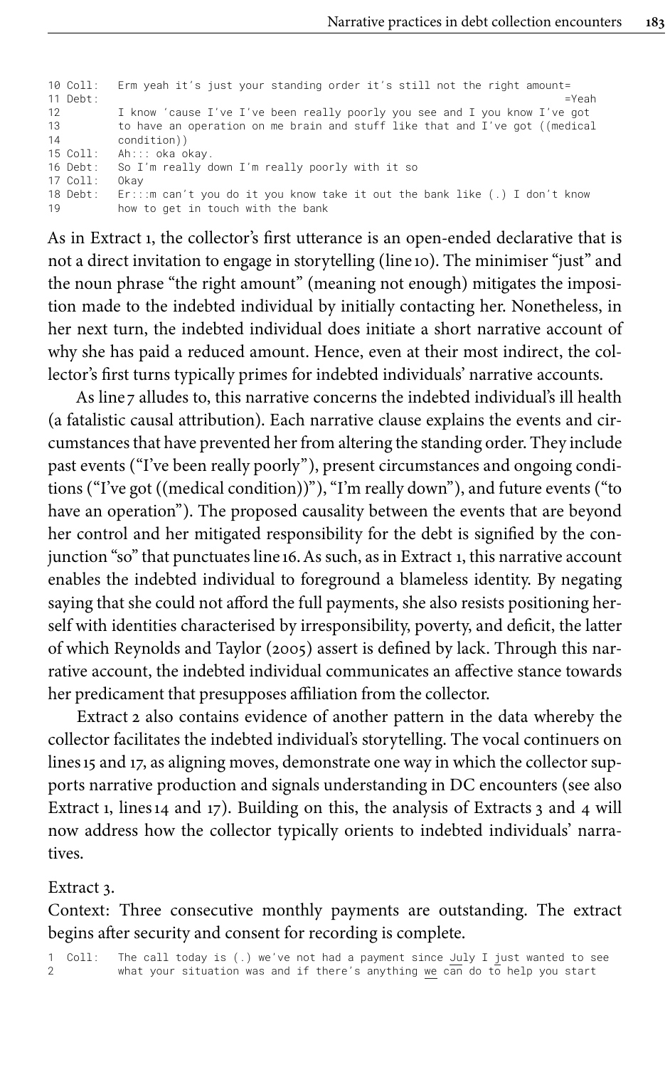```
10 Coll:   Erm yeah it's just your standing order it's still not the right amount=
11 Debt:                                                                      =Yeah
12         I know 'cause I've I've been really poorly you see and I you know I've got
13         to have an operation on me brain and stuff like that and I've got ((medical
14         condition))
15 Coll:   Ah::: oka okay.
16 Debt:   So I'm really down I'm really poorly with it so
17 Coll:   Okay
18 Debt:   Er:::m can't you do it you know take it out the bank like (.) I don't know
19         how to get in touch with the bank
```

As in Extract 1, the collector's first utterance is an open-ended declarative that is not a direct invitation to engage in storytelling (line 10). The minimiser "just" and the noun phrase "the right amount" (meaning not enough) mitigates the imposition made to the indebted individual by initially contacting her. Nonetheless, in her next turn, the indebted individual does initiate a short narrative account of why she has paid a reduced amount. Hence, even at their most indirect, the collector's first turns typically primes for indebted individuals' narrative accounts.

As line 7 alludes to, this narrative concerns the indebted individual's ill health (a fatalistic causal attribution). Each narrative clause explains the events and circumstances that have prevented her from altering the standing order. They include past events ("I've been really poorly"), present circumstances and ongoing conditions ("I've got ((medical condition))", "I'm really down"), and future events ("to have an operation"). The proposed causality between the events that are beyond her control and her mitigated responsibility for the debt is signified by the conjunction "so" that punctuates line 16. As such, as in Extract 1, this narrative account enables the indebted individual to foreground a blameless identity. By negating saying that she could not afford the full payments, she also resists positioning herself with identities characterised by irresponsibility, poverty, and deficit, the latter of which Reynolds and Taylor (2005) assert is defined by lack. Through this narrative account, the indebted individual communicates an affective stance towards her predicament that presupposes affiliation from the collector.

Extract 2 also contains evidence of another pattern in the data whereby the collector facilitates the indebted individual's storytelling. The vocal continuers on lines 15 and 17, as aligning moves, demonstrate one way in which the collector supports narrative production and signals understanding in DC encounters (see also Extract 1, lines 14 and 17). Building on this, the analysis of Extracts 3 and 4 will now address how the collector typically orients to indebted individuals' narratives.

Extract 3.

Context: Three consecutive monthly payments are outstanding. The extract begins after security and consent for recording is complete.

```
1  Coll:   The call today is (.) we've not had a payment since July I just wanted to see
2          what your situation was and if there's anything we can do to help you start
```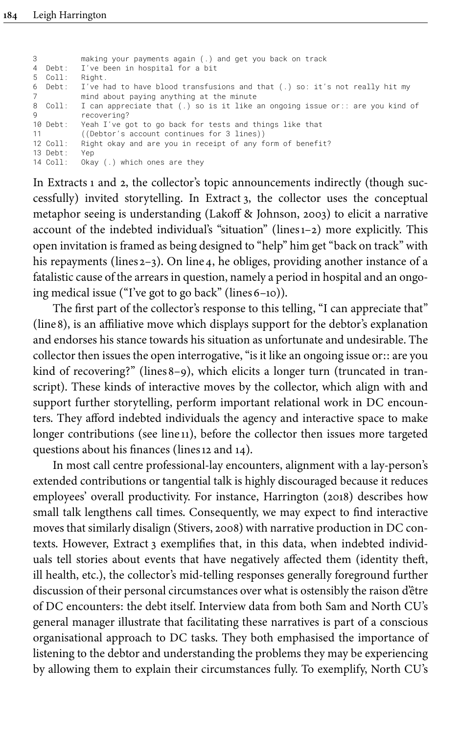```
3          making your payments again (.) and get you back on track
4  Debt:   I've been in hospital for a bit
5  Coll:   Right.
6  Debt:   I've had to have blood transfusions and that (.) so: it's not really hit my
7          mind about paying anything at the minute
8  Coll:   I can appreciate that (.) so is it like an ongoing issue or:: are you kind of
9          recovering?
10 Debt:   Yeah I've got to go back for tests and things like that
11         ((Debtor's account continues for 3 lines))
12 Coll:   Right okay and are you in receipt of any form of benefit?
13 Debt:   Yep
14 Coll:   Okay (.) which ones are they
```

In Extracts 1 and 2, the collector's topic announcements indirectly (though successfully) invited storytelling. In Extract 3, the collector uses the conceptual metaphor seeing is understanding (Lakoff & Johnson, 2003) to elicit a narrative account of the indebted individual's "situation" (lines 1–2) more explicitly. This open invitation is framed as being designed to "help" him get "back on track" with his repayments (lines 2–3). On line 4, he obliges, providing another instance of a fatalistic cause of the arrears in question, namely a period in hospital and an ongoing medical issue ("I've got to go back" (lines 6–10)).

The first part of the collector's response to this telling, "I can appreciate that" (line 8), is an affiliative move which displays support for the debtor's explanation and endorses his stance towards his situation as unfortunate and undesirable. The collector then issues the open interrogative, "is it like an ongoing issue or:: are you kind of recovering?" (lines 8–9), which elicits a longer turn (truncated in transcript). These kinds of interactive moves by the collector, which align with and support further storytelling, perform important relational work in DC encounters. They afford indebted individuals the agency and interactive space to make longer contributions (see line 11), before the collector then issues more targeted questions about his finances (lines 12 and 14).

In most call centre professional-lay encounters, alignment with a lay-person's extended contributions or tangential talk is highly discouraged because it reduces employees' overall productivity. For instance, Harrington (2018) describes how small talk lengthens call times. Consequently, we may expect to find interactive moves that similarly disalign (Stivers, 2008) with narrative production in DC contexts. However, Extract 3 exemplifies that, in this data, when indebted individuals tell stories about events that have negatively affected them (identity theft, ill health, etc.), the collector's mid-telling responses generally foreground further discussion of their personal circumstances over what is ostensibly the raison d'être of DC encounters: the debt itself. Interview data from both Sam and North CU's general manager illustrate that facilitating these narratives is part of a conscious organisational approach to DC tasks. They both emphasised the importance of listening to the debtor and understanding the problems they may be experiencing by allowing them to explain their circumstances fully. To exemplify, North CU's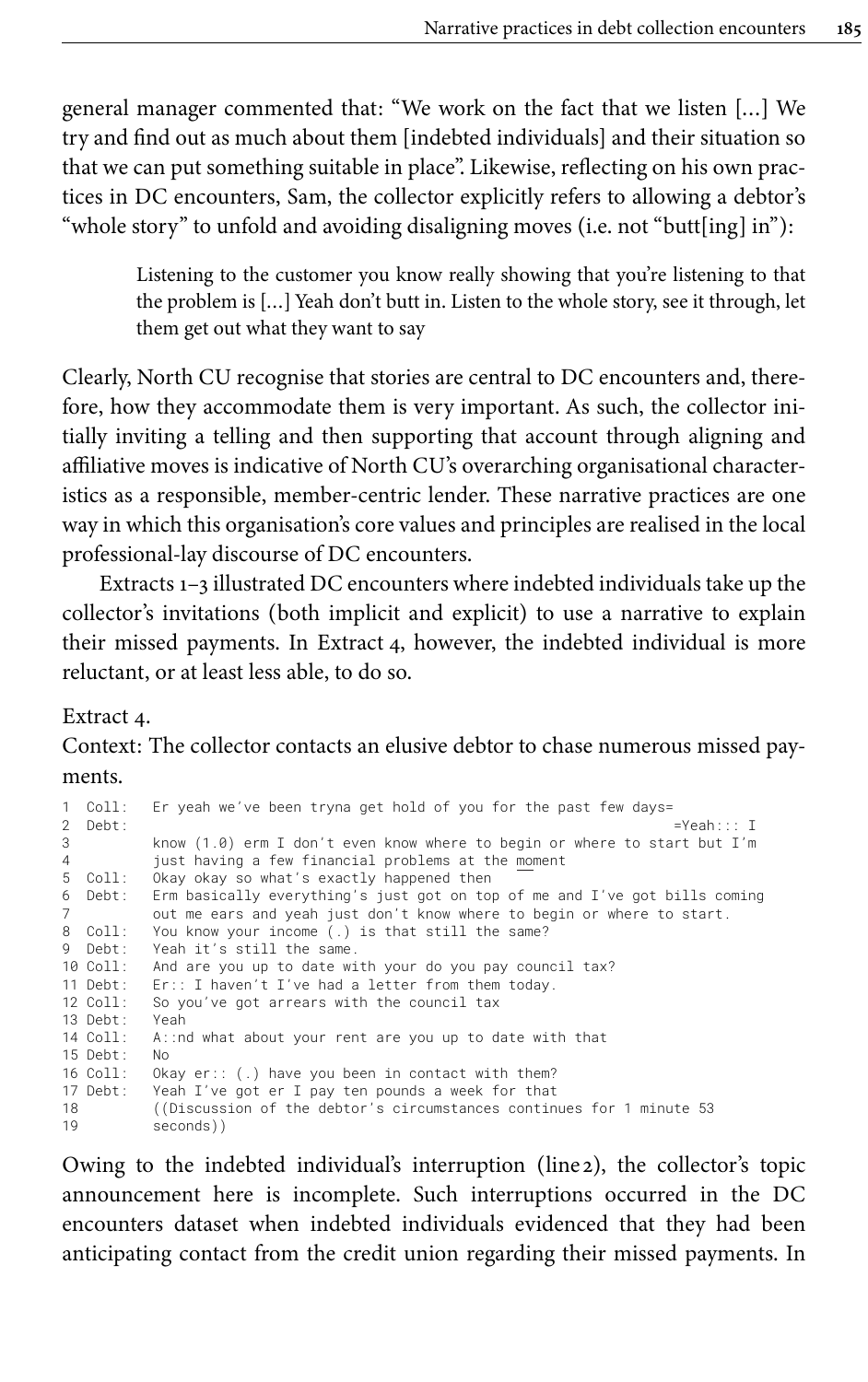general manager commented that: "We work on the fact that we listen [...] We try and find out as much about them [indebted individuals] and their situation so that we can put something suitable in place". Likewise, reflecting on his own practices in DC encounters, Sam, the collector explicitly refers to allowing a debtor's "whole story" to unfold and avoiding disaligning moves (i.e. not "butt[ing] in"):

> Listening to the customer you know really showing that you're listening to that the problem is [...] Yeah don't butt in. Listen to the whole story, see it through, let them get out what they want to say

Clearly, North CU recognise that stories are central to DC encounters and, therefore, how they accommodate them is very important. As such, the collector initially inviting a telling and then supporting that account through aligning and affiliative moves is indicative of North CU's overarching organisational characteristics as a responsible, member-centric lender. These narrative practices are one way in which this organisation's core values and principles are realised in the local professional-lay discourse of DC encounters.

Extracts 1–3 illustrated DC encounters where indebted individuals take up the collector's invitations (both implicit and explicit) to use a narrative to explain their missed payments. In Extract 4, however, the indebted individual is more reluctant, or at least less able, to do so.

Extract 4.

Context: The collector contacts an elusive debtor to chase numerous missed payments.

```
1  Coll:  Er yeah we've been tryna get hold of you for the past few days=
2  Debt:                                                          =Yeah::: I
3         know (1.0) erm I don't even know where to begin or where to start but I'm
4         just having a few financial problems at the moment
5  Coll:  Okay okay so what's exactly happened then
6  Debt:  Erm basically everything's just got on top of me and I've got bills coming
7         out me ears and yeah just don't know where to begin or where to start.
8  Coll:  You know your income (.) is that still the same?
9  Debt:  Yeah it's still the same.
10 Coll:  And are you up to date with your do you pay council tax?
11 Debt:  Er:: I haven't I've had a letter from them today.
12 Coll:  So you've got arrears with the council tax
13 Debt:  Yeah
14 Coll:  A::nd what about your rent are you up to date with that
15 Debt:  No
16 Coll:  Okay er:: (.) have you been in contact with them?
17 Debt:  Yeah I've got er I pay ten pounds a week for that
18        ((Discussion of the debtor's circumstances continues for 1 minute 53
19        seconds))
```

Owing to the indebted individual's interruption (line 2), the collector's topic announcement here is incomplete. Such interruptions occurred in the DC encounters dataset when indebted individuals evidenced that they had been anticipating contact from the credit union regarding their missed payments. In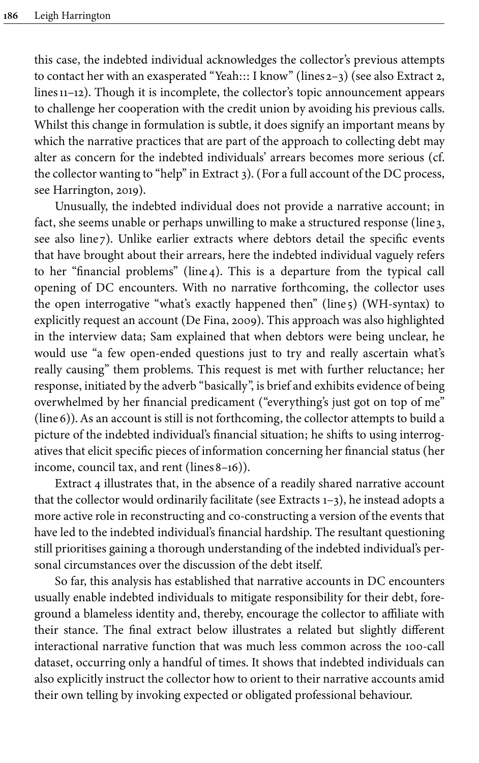this case, the indebted individual acknowledges the collector's previous attempts to contact her with an exasperated "Yeah::: I know" (lines 2–3) (see also Extract 2, lines 11–12). Though it is incomplete, the collector's topic announcement appears to challenge her cooperation with the credit union by avoiding his previous calls. Whilst this change in formulation is subtle, it does signify an important means by which the narrative practices that are part of the approach to collecting debt may alter as concern for the indebted individuals' arrears becomes more serious (cf. the collector wanting to "help" in Extract 3). (For a full account of the DC process, see Harrington, 2019).

Unusually, the indebted individual does not provide a narrative account; in fact, she seems unable or perhaps unwilling to make a structured response (line 3, see also line 7). Unlike earlier extracts where debtors detail the specific events that have brought about their arrears, here the indebted individual vaguely refers to her "financial problems" (line 4). This is a departure from the typical call opening of DC encounters. With no narrative forthcoming, the collector uses the open interrogative "what's exactly happened then" (line 5) (WH-syntax) to explicitly request an account (De Fina, 2009). This approach was also highlighted in the interview data; Sam explained that when debtors were being unclear, he would use "a few open-ended questions just to try and really ascertain what's really causing" them problems. This request is met with further reluctance; her response, initiated by the adverb "basically", is brief and exhibits evidence of being overwhelmed by her financial predicament ("everything's just got on top of me" (line 6)). As an account is still is not forthcoming, the collector attempts to build a picture of the indebted individual's financial situation; he shifts to using interrogatives that elicit specific pieces of information concerning her financial status (her income, council tax, and rent (lines 8–16)).

Extract 4 illustrates that, in the absence of a readily shared narrative account that the collector would ordinarily facilitate (see Extracts 1–3), he instead adopts a more active role in reconstructing and co-constructing a version of the events that have led to the indebted individual's financial hardship. The resultant questioning still prioritises gaining a thorough understanding of the indebted individual's personal circumstances over the discussion of the debt itself.

So far, this analysis has established that narrative accounts in DC encounters usually enable indebted individuals to mitigate responsibility for their debt, foreground a blameless identity and, thereby, encourage the collector to affiliate with their stance. The final extract below illustrates a related but slightly different interactional narrative function that was much less common across the 100-call dataset, occurring only a handful of times. It shows that indebted individuals can also explicitly instruct the collector how to orient to their narrative accounts amid their own telling by invoking expected or obligated professional behaviour.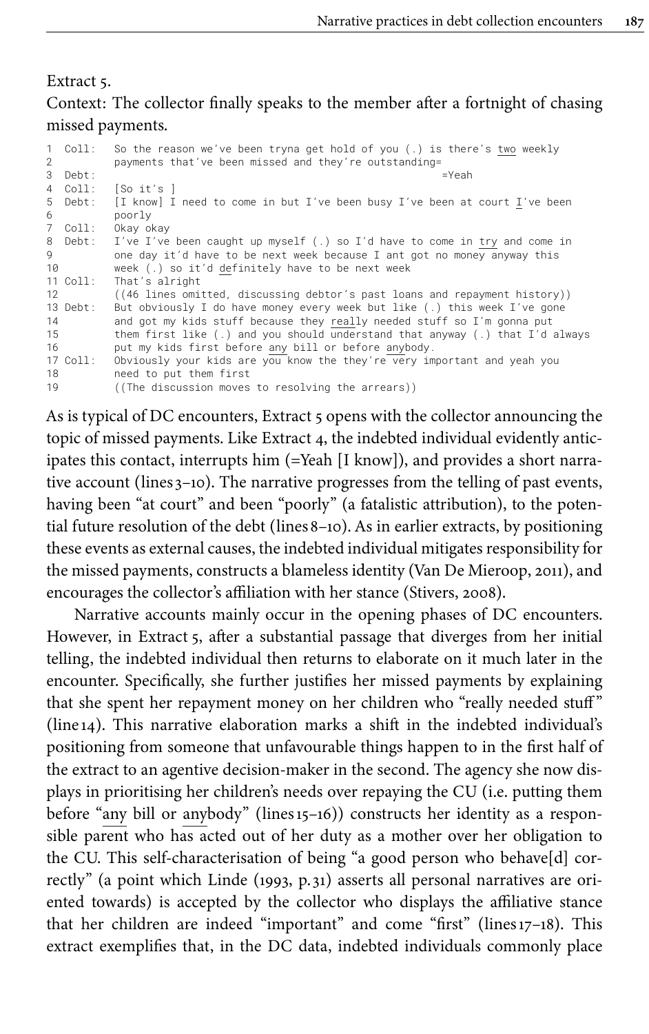Extract 5.

Context: The collector finally speaks to the member after a fortnight of chasing missed payments.

```
1  Coll:   So the reason we've been tryna get hold of you (.) is there's two weekly
2          payments that've been missed and they're outstanding=
3  Debt:                                                        =Yeah
4  Coll:   [So it's ]
5  Debt:   [I know] I need to come in but I've been busy I've been at court I've been
6          poorly
7  Coll:   Okay okay
8  Debt:   I've I've been caught up myself (.) so I'd have to come in try and come in
9          one day it'd have to be next week because I ant got no money anyway this
10         week (.) so it'd definitely have to be next week
11 Coll:   That's alright
12         ((46 lines omitted, discussing debtor's past loans and repayment history))
13 Debt:   But obviously I do have money every week but like (.) this week I've gone
14         and got my kids stuff because they really needed stuff so I'm gonna put
15         them first like (.) and you should understand that anyway (.) that I'd always
16         put my kids first before any bill or before anybody.
17 Coll:   Obviously your kids are you know the they're very important and yeah you
18         need to put them first
19         ((The discussion moves to resolving the arrears))
```

As is typical of DC encounters, Extract 5 opens with the collector announcing the topic of missed payments. Like Extract 4, the indebted individual evidently anticipates this contact, interrupts him (=Yeah [I know]), and provides a short narrative account (lines 3–10). The narrative progresses from the telling of past events, having been "at court" and been "poorly" (a fatalistic attribution), to the potential future resolution of the debt (lines 8–10). As in earlier extracts, by positioning these events as external causes, the indebted individual mitigates responsibility for the missed payments, constructs a blameless identity (Van De Mieroop, 2011), and encourages the collector's affiliation with her stance (Stivers, 2008).

Narrative accounts mainly occur in the opening phases of DC encounters. However, in Extract 5, after a substantial passage that diverges from her initial telling, the indebted individual then returns to elaborate on it much later in the encounter. Specifically, she further justifies her missed payments by explaining that she spent her repayment money on her children who "really needed stuff" (line 14). This narrative elaboration marks a shift in the indebted individual's positioning from someone that unfavourable things happen to in the first half of the extract to an agentive decision-maker in the second. The agency she now displays in prioritising her children's needs over repaying the CU (i.e. putting them before "any bill or anybody" (lines 15–16)) constructs her identity as a responsible parent who has acted out of her duty as a mother over her obligation to the CU. This self-characterisation of being "a good person who behave[d] correctly" (a point which Linde (1993, p. 31) asserts all personal narratives are oriented towards) is accepted by the collector who displays the affiliative stance that her children are indeed "important" and come "first" (lines 17–18). This extract exemplifies that, in the DC data, indebted individuals commonly place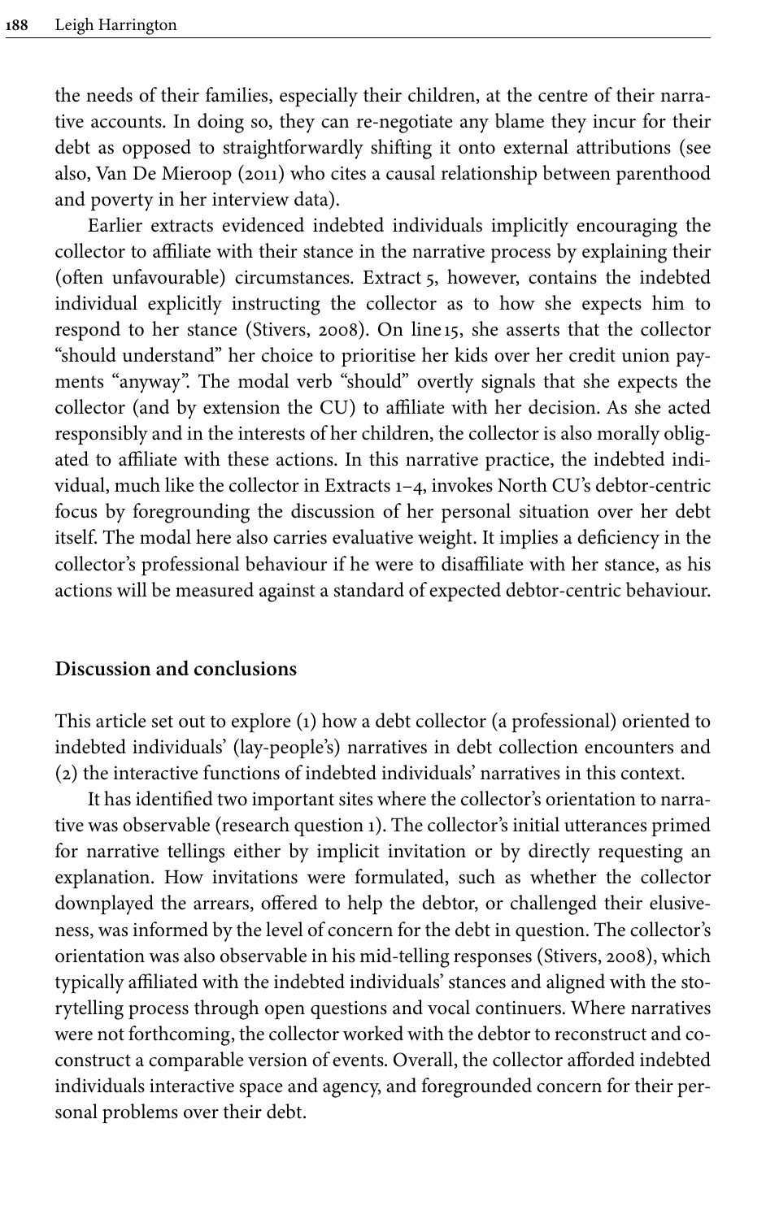the needs of their families, especially their children, at the centre of their narrative accounts. In doing so, they can re-negotiate any blame they incur for their debt as opposed to straightforwardly shifting it onto external attributions (see also, Van De Mieroop (2011) who cites a causal relationship between parenthood and poverty in her interview data).

Earlier extracts evidenced indebted individuals implicitly encouraging the collector to affiliate with their stance in the narrative process by explaining their (often unfavourable) circumstances. Extract 5, however, contains the indebted individual explicitly instructing the collector as to how she expects him to respond to her stance (Stivers, 2008). On line 15, she asserts that the collector "should understand" her choice to prioritise her kids over her credit union payments "anyway". The modal verb "should" overtly signals that she expects the collector (and by extension the CU) to affiliate with her decision. As she acted responsibly and in the interests of her children, the collector is also morally obligated to affiliate with these actions. In this narrative practice, the indebted individual, much like the collector in Extracts 1–4, invokes North CU's debtor-centric focus by foregrounding the discussion of her personal situation over her debt itself. The modal here also carries evaluative weight. It implies a deficiency in the collector's professional behaviour if he were to disaffiliate with her stance, as his actions will be measured against a standard of expected debtor-centric behaviour.

## Discussion and conclusions

This article set out to explore (1) how a debt collector (a professional) oriented to indebted individuals' (lay-people's) narratives in debt collection encounters and (2) the interactive functions of indebted individuals' narratives in this context.

It has identified two important sites where the collector's orientation to narrative was observable (research question 1). The collector's initial utterances primed for narrative tellings either by implicit invitation or by directly requesting an explanation. How invitations were formulated, such as whether the collector downplayed the arrears, offered to help the debtor, or challenged their elusiveness, was informed by the level of concern for the debt in question. The collector's orientation was also observable in his mid-telling responses (Stivers, 2008), which typically affiliated with the indebted individuals' stances and aligned with the storytelling process through open questions and vocal continuers. Where narratives were not forthcoming, the collector worked with the debtor to reconstruct and co-construct a comparable version of events. Overall, the collector afforded indebted individuals interactive space and agency, and foregrounded concern for their personal problems over their debt.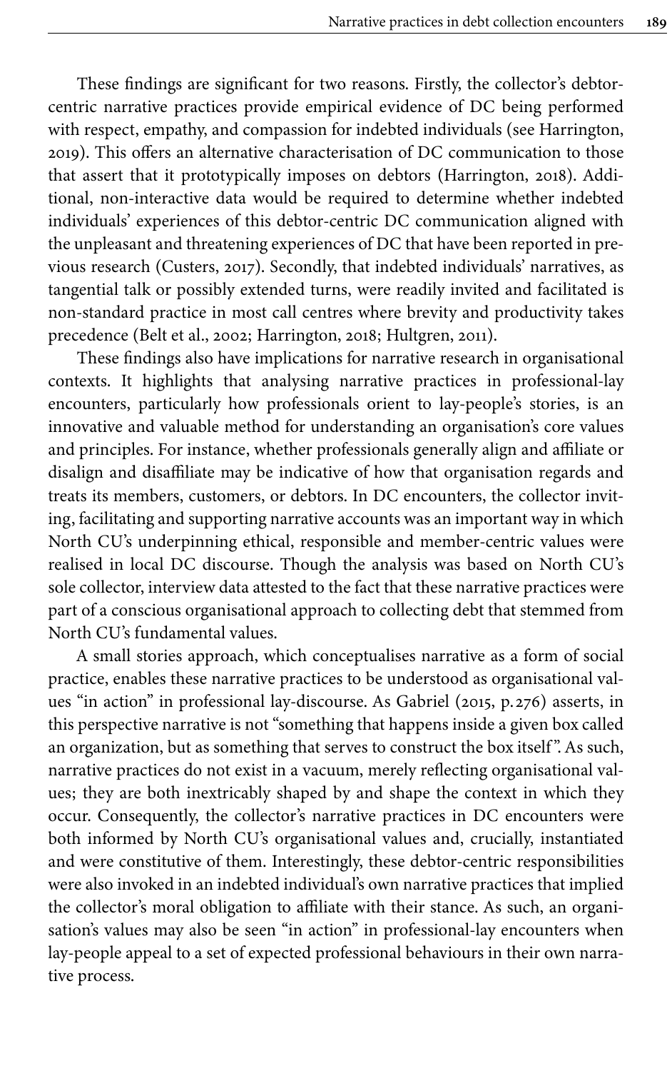These findings are significant for two reasons. Firstly, the collector's debtor-centric narrative practices provide empirical evidence of DC being performed with respect, empathy, and compassion for indebted individuals (see Harrington, 2019). This offers an alternative characterisation of DC communication to those that assert that it prototypically imposes on debtors (Harrington, 2018). Additional, non-interactive data would be required to determine whether indebted individuals' experiences of this debtor-centric DC communication aligned with the unpleasant and threatening experiences of DC that have been reported in previous research (Custers, 2017). Secondly, that indebted individuals' narratives, as tangential talk or possibly extended turns, were readily invited and facilitated is non-standard practice in most call centres where brevity and productivity takes precedence (Belt et al., 2002; Harrington, 2018; Hultgren, 2011).

These findings also have implications for narrative research in organisational contexts. It highlights that analysing narrative practices in professional-lay encounters, particularly how professionals orient to lay-people's stories, is an innovative and valuable method for understanding an organisation's core values and principles. For instance, whether professionals generally align and affiliate or disalign and disaffiliate may be indicative of how that organisation regards and treats its members, customers, or debtors. In DC encounters, the collector inviting, facilitating and supporting narrative accounts was an important way in which North CU's underpinning ethical, responsible and member-centric values were realised in local DC discourse. Though the analysis was based on North CU's sole collector, interview data attested to the fact that these narrative practices were part of a conscious organisational approach to collecting debt that stemmed from North CU's fundamental values.

A small stories approach, which conceptualises narrative as a form of social practice, enables these narrative practices to be understood as organisational values "in action" in professional lay-discourse. As Gabriel (2015, p. 276) asserts, in this perspective narrative is not "something that happens inside a given box called an organization, but as something that serves to construct the box itself". As such, narrative practices do not exist in a vacuum, merely reflecting organisational values; they are both inextricably shaped by and shape the context in which they occur. Consequently, the collector's narrative practices in DC encounters were both informed by North CU's organisational values and, crucially, instantiated and were constitutive of them. Interestingly, these debtor-centric responsibilities were also invoked in an indebted individual's own narrative practices that implied the collector's moral obligation to affiliate with their stance. As such, an organisation's values may also be seen "in action" in professional-lay encounters when lay-people appeal to a set of expected professional behaviours in their own narrative process.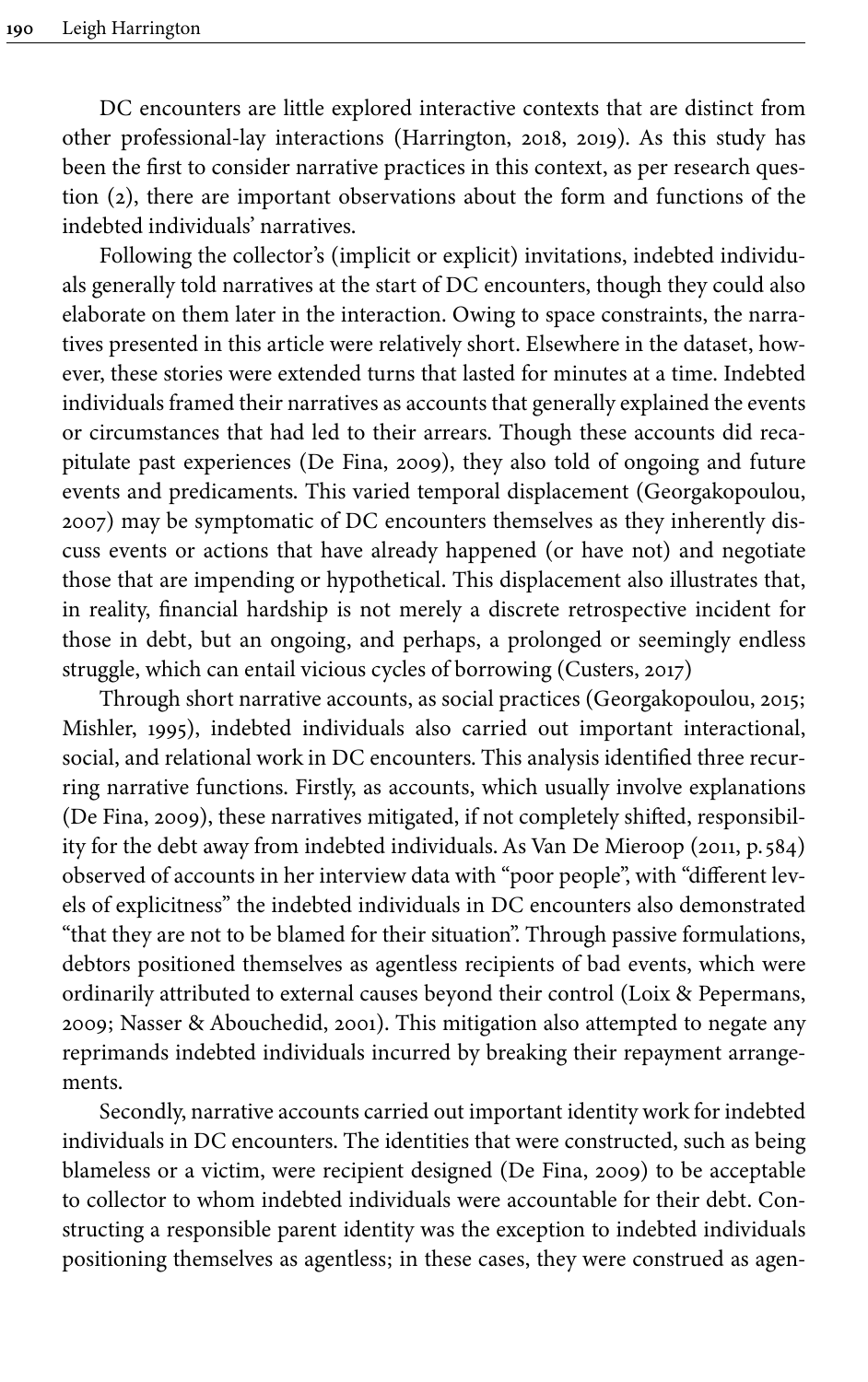DC encounters are little explored interactive contexts that are distinct from other professional-lay interactions (Harrington, 2018, 2019). As this study has been the first to consider narrative practices in this context, as per research question (2), there are important observations about the form and functions of the indebted individuals' narratives.

Following the collector's (implicit or explicit) invitations, indebted individuals generally told narratives at the start of DC encounters, though they could also elaborate on them later in the interaction. Owing to space constraints, the narratives presented in this article were relatively short. Elsewhere in the dataset, however, these stories were extended turns that lasted for minutes at a time. Indebted individuals framed their narratives as accounts that generally explained the events or circumstances that had led to their arrears. Though these accounts did recapitulate past experiences (De Fina, 2009), they also told of ongoing and future events and predicaments. This varied temporal displacement (Georgakopoulou, 2007) may be symptomatic of DC encounters themselves as they inherently discuss events or actions that have already happened (or have not) and negotiate those that are impending or hypothetical. This displacement also illustrates that, in reality, financial hardship is not merely a discrete retrospective incident for those in debt, but an ongoing, and perhaps, a prolonged or seemingly endless struggle, which can entail vicious cycles of borrowing (Custers, 2017)

Through short narrative accounts, as social practices (Georgakopoulou, 2015; Mishler, 1995), indebted individuals also carried out important interactional, social, and relational work in DC encounters. This analysis identified three recurring narrative functions. Firstly, as accounts, which usually involve explanations (De Fina, 2009), these narratives mitigated, if not completely shifted, responsibility for the debt away from indebted individuals. As Van De Mieroop (2011, p. 584) observed of accounts in her interview data with "poor people", with "different levels of explicitness" the indebted individuals in DC encounters also demonstrated "that they are not to be blamed for their situation". Through passive formulations, debtors positioned themselves as agentless recipients of bad events, which were ordinarily attributed to external causes beyond their control (Loix & Pepermans, 2009; Nasser & Abouchedid, 2001). This mitigation also attempted to negate any reprimands indebted individuals incurred by breaking their repayment arrangements.

Secondly, narrative accounts carried out important identity work for indebted individuals in DC encounters. The identities that were constructed, such as being blameless or a victim, were recipient designed (De Fina, 2009) to be acceptable to collector to whom indebted individuals were accountable for their debt. Constructing a responsible parent identity was the exception to indebted individuals positioning themselves as agentless; in these cases, they were construed as agen-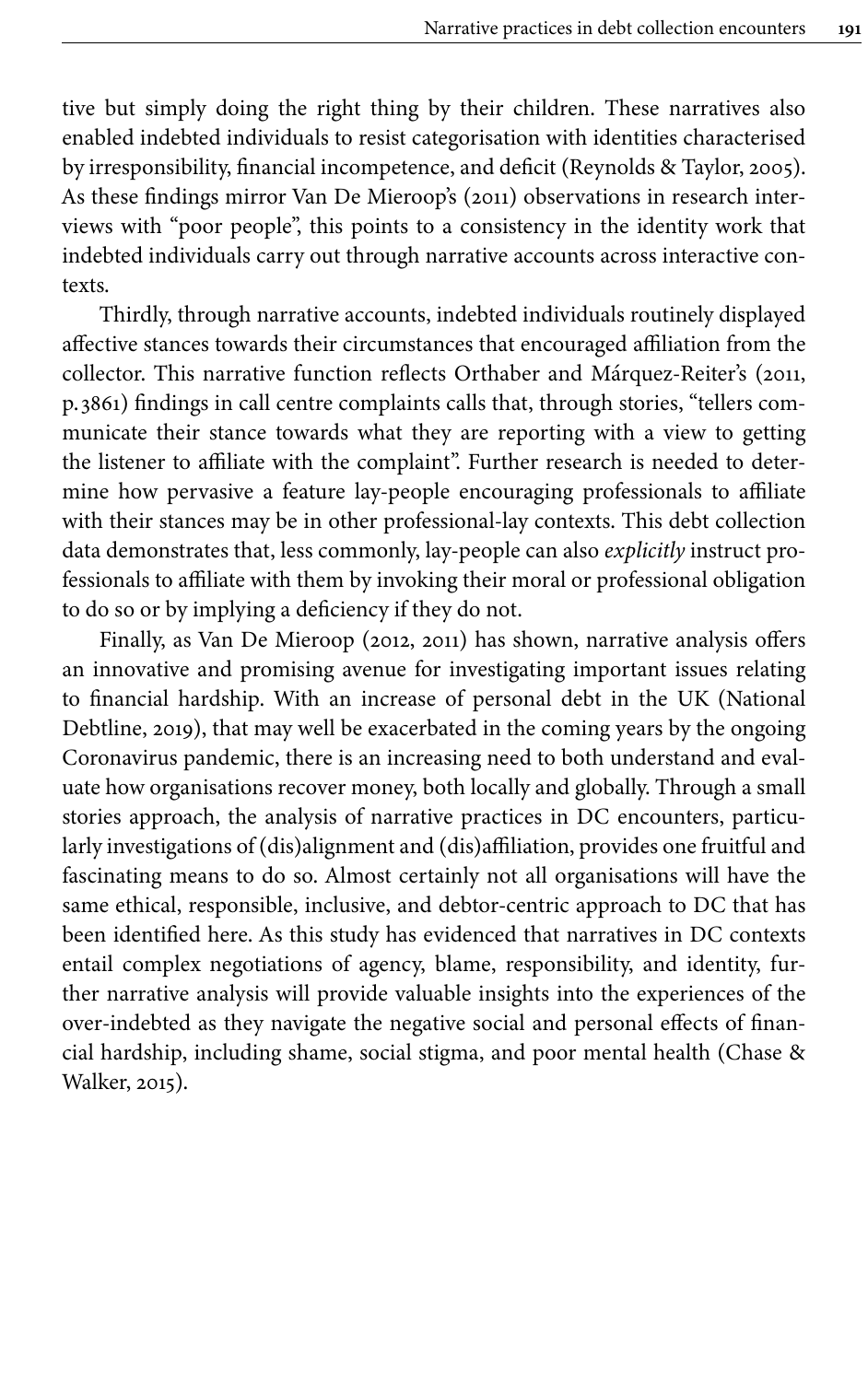tive but simply doing the right thing by their children. These narratives also enabled indebted individuals to resist categorisation with identities characterised by irresponsibility, financial incompetence, and deficit (Reynolds & Taylor, 2005). As these findings mirror Van De Mieroop's (2011) observations in research interviews with "poor people", this points to a consistency in the identity work that indebted individuals carry out through narrative accounts across interactive contexts.

Thirdly, through narrative accounts, indebted individuals routinely displayed affective stances towards their circumstances that encouraged affiliation from the collector. This narrative function reflects Orthaber and Márquez-Reiter's (2011, p. 3861) findings in call centre complaints calls that, through stories, "tellers communicate their stance towards what they are reporting with a view to getting the listener to affiliate with the complaint". Further research is needed to determine how pervasive a feature lay-people encouraging professionals to affiliate with their stances may be in other professional-lay contexts. This debt collection data demonstrates that, less commonly, lay-people can also *explicitly* instruct professionals to affiliate with them by invoking their moral or professional obligation to do so or by implying a deficiency if they do not.

Finally, as Van De Mieroop (2012, 2011) has shown, narrative analysis offers an innovative and promising avenue for investigating important issues relating to financial hardship. With an increase of personal debt in the UK (National Debtline, 2019), that may well be exacerbated in the coming years by the ongoing Coronavirus pandemic, there is an increasing need to both understand and evaluate how organisations recover money, both locally and globally. Through a small stories approach, the analysis of narrative practices in DC encounters, particularly investigations of (dis)alignment and (dis)affiliation, provides one fruitful and fascinating means to do so. Almost certainly not all organisations will have the same ethical, responsible, inclusive, and debtor-centric approach to DC that has been identified here. As this study has evidenced that narratives in DC contexts entail complex negotiations of agency, blame, responsibility, and identity, further narrative analysis will provide valuable insights into the experiences of the over-indebted as they navigate the negative social and personal effects of financial hardship, including shame, social stigma, and poor mental health (Chase & Walker, 2015).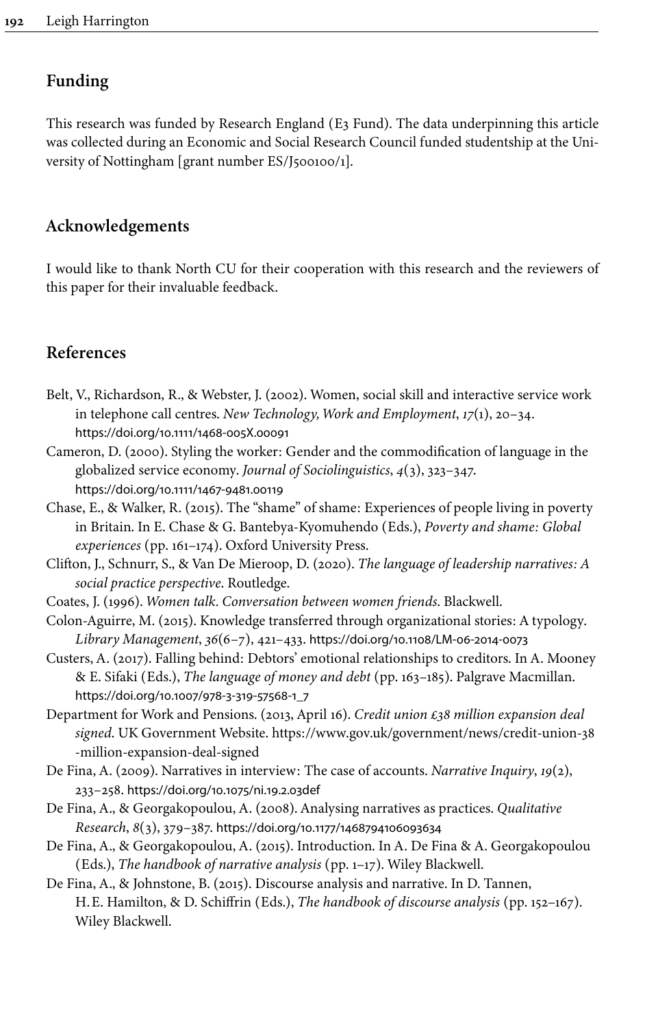## Funding

This research was funded by Research England (E3 Fund). The data underpinning this article was collected during an Economic and Social Research Council funded studentship at the University of Nottingham [grant number ES/J500100/1].

## Acknowledgements

I would like to thank North CU for their cooperation with this research and the reviewers of this paper for their invaluable feedback.

## References

Belt, V., Richardson, R., & Webster, J. (2002). Women, social skill and interactive service work in telephone call centres. *New Technology, Work and Employment*, *17*(1), 20–34. https://doi.org/10.1111/1468-005X.00091

Cameron, D. (2000). Styling the worker: Gender and the commodification of language in the globalized service economy. *Journal of Sociolinguistics*, *4*(3), 323–347. https://doi.org/10.1111/1467-9481.00119

Chase, E., & Walker, R. (2015). The "shame" of shame: Experiences of people living in poverty in Britain. In E. Chase & G. Bantebya-Kyomuhendo (Eds.), *Poverty and shame: Global experiences* (pp. 161–174). Oxford University Press.

Clifton, J., Schnurr, S., & Van De Mieroop, D. (2020). *The language of leadership narratives: A social practice perspective*. Routledge.

Coates, J. (1996). *Women talk. Conversation between women friends*. Blackwell.

Colon-Aguirre, M. (2015). Knowledge transferred through organizational stories: A typology. *Library Management*, *36*(6–7), 421–433. https://doi.org/10.1108/LM-06-2014-0073

Custers, A. (2017). Falling behind: Debtors' emotional relationships to creditors. In A. Mooney & E. Sifaki (Eds.), *The language of money and debt* (pp. 163–185). Palgrave Macmillan. https://doi.org/10.1007/978-3-319-57568-1_7

Department for Work and Pensions. (2013, April 16). *Credit union £38 million expansion deal signed*. UK Government Website. https://www.gov.uk/government/news/credit-union-38-million-expansion-deal-signed

De Fina, A. (2009). Narratives in interview: The case of accounts. *Narrative Inquiry*, *19*(2), 233–258. https://doi.org/10.1075/ni.19.2.03def

De Fina, A., & Georgakopoulou, A. (2008). Analysing narratives as practices. *Qualitative Research*, *8*(3), 379–387. https://doi.org/10.1177/1468794106093634

De Fina, A., & Georgakopoulou, A. (2015). Introduction. In A. De Fina & A. Georgakopoulou (Eds.), *The handbook of narrative analysis* (pp. 1–17). Wiley Blackwell.

De Fina, A., & Johnstone, B. (2015). Discourse analysis and narrative. In D. Tannen, H.E. Hamilton, & D. Schiffrin (Eds.), *The handbook of discourse analysis* (pp. 152–167). Wiley Blackwell.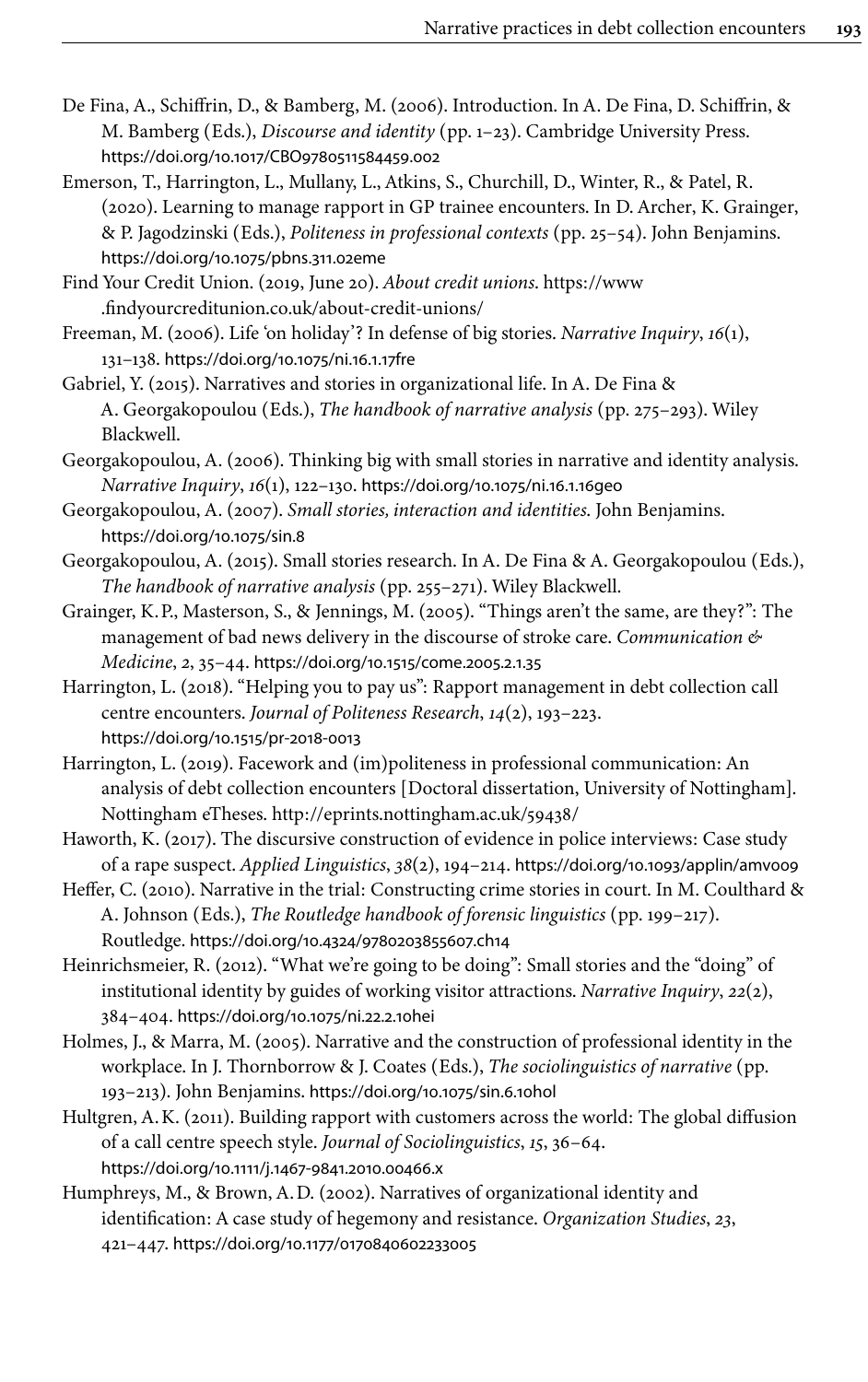De Fina, A., Schiffrin, D., & Bamberg, M. (2006). Introduction. In A. De Fina, D. Schiffrin, & M. Bamberg (Eds.), *Discourse and identity* (pp. 1–23). Cambridge University Press. https://doi.org/10.1017/CBO9780511584459.002

Emerson, T., Harrington, L., Mullany, L., Atkins, S., Churchill, D., Winter, R., & Patel, R. (2020). Learning to manage rapport in GP trainee encounters. In D. Archer, K. Grainger, & P. Jagodzinski (Eds.), *Politeness in professional contexts* (pp. 25–54). John Benjamins. https://doi.org/10.1075/pbns.311.02eme

Find Your Credit Union. (2019, June 20). *About credit unions*. https://www.findyourcreditunion.co.uk/about-credit-unions/

Freeman, M. (2006). Life 'on holiday'? In defense of big stories. *Narrative Inquiry*, *16*(1), 131–138. https://doi.org/10.1075/ni.16.1.17fre

Gabriel, Y. (2015). Narratives and stories in organizational life. In A. De Fina & A. Georgakopoulou (Eds.), *The handbook of narrative analysis* (pp. 275–293). Wiley Blackwell.

Georgakopoulou, A. (2006). Thinking big with small stories in narrative and identity analysis. *Narrative Inquiry*, *16*(1), 122–130. https://doi.org/10.1075/ni.16.1.16geo

Georgakopoulou, A. (2007). *Small stories, interaction and identities*. John Benjamins. https://doi.org/10.1075/sin.8

Georgakopoulou, A. (2015). Small stories research. In A. De Fina & A. Georgakopoulou (Eds.), *The handbook of narrative analysis* (pp. 255–271). Wiley Blackwell.

Grainger, K.P., Masterson, S., & Jennings, M. (2005). "Things aren't the same, are they?": The management of bad news delivery in the discourse of stroke care. *Communication & Medicine*, *2*, 35–44. https://doi.org/10.1515/come.2005.2.1.35

Harrington, L. (2018). "Helping you to pay us": Rapport management in debt collection call centre encounters. *Journal of Politeness Research*, *14*(2), 193–223. https://doi.org/10.1515/pr-2018-0013

Harrington, L. (2019). Facework and (im)politeness in professional communication: An analysis of debt collection encounters [Doctoral dissertation, University of Nottingham]. Nottingham eTheses. http://eprints.nottingham.ac.uk/59438/

Haworth, K. (2017). The discursive construction of evidence in police interviews: Case study of a rape suspect. *Applied Linguistics*, *38*(2), 194–214. https://doi.org/10.1093/applin/amv009

Heffer, C. (2010). Narrative in the trial: Constructing crime stories in court. In M. Coulthard & A. Johnson (Eds.), *The Routledge handbook of forensic linguistics* (pp. 199–217). Routledge. https://doi.org/10.4324/9780203855607.ch14

Heinrichsmeier, R. (2012). "What we're going to be doing": Small stories and the "doing" of institutional identity by guides of working visitor attractions. *Narrative Inquiry*, *22*(2), 384–404. https://doi.org/10.1075/ni.22.2.10hei

Holmes, J., & Marra, M. (2005). Narrative and the construction of professional identity in the workplace. In J. Thornborrow & J. Coates (Eds.), *The sociolinguistics of narrative* (pp. 193–213). John Benjamins. https://doi.org/10.1075/sin.6.10hol

Hultgren, A.K. (2011). Building rapport with customers across the world: The global diffusion of a call centre speech style. *Journal of Sociolinguistics*, *15*, 36–64. https://doi.org/10.1111/j.1467-9841.2010.00466.x

Humphreys, M., & Brown, A.D. (2002). Narratives of organizational identity and identification: A case study of hegemony and resistance. *Organization Studies*, *23*, 421–447. https://doi.org/10.1177/0170840602233005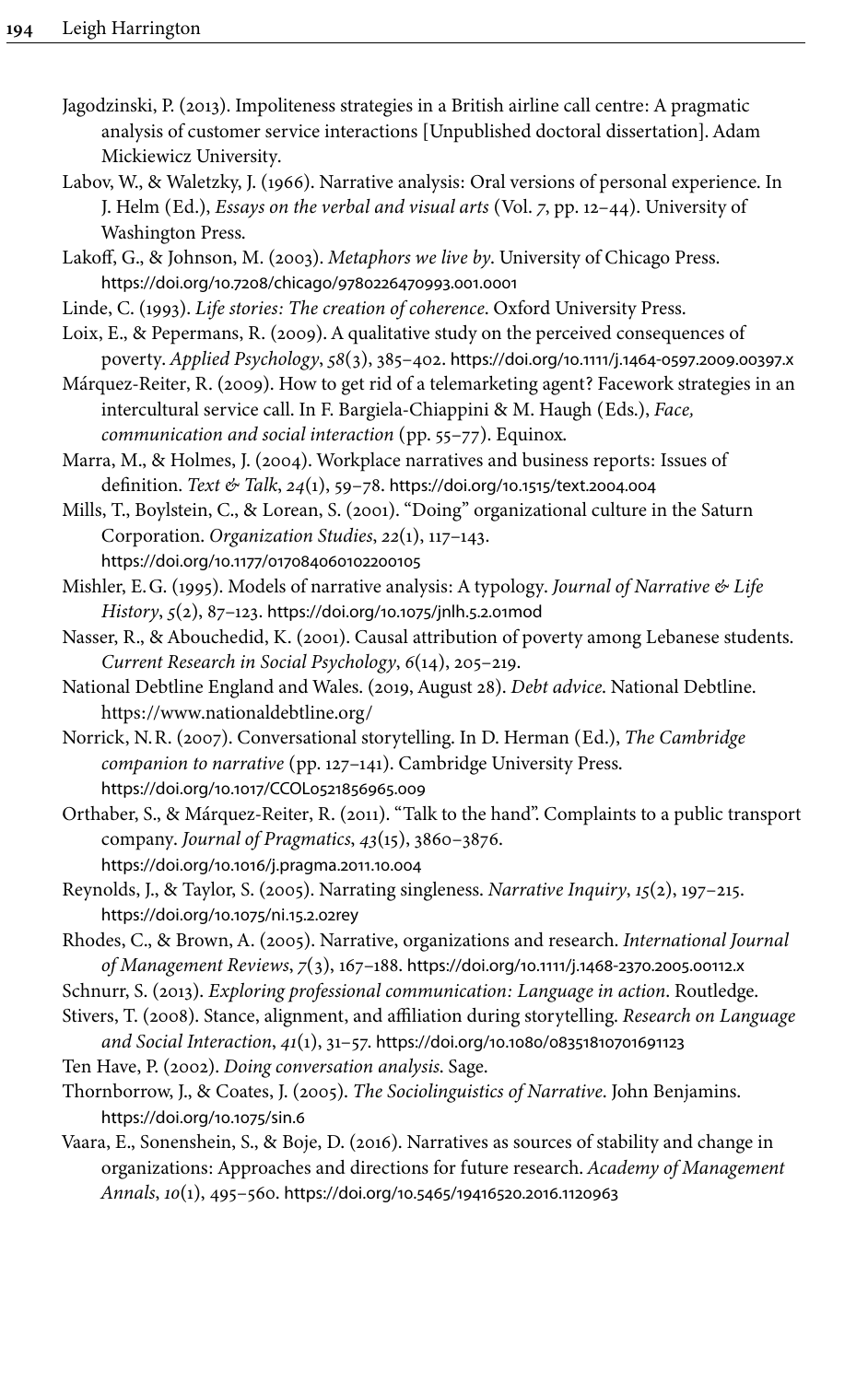Jagodzinski, P. (2013). Impoliteness strategies in a British airline call centre: A pragmatic analysis of customer service interactions [Unpublished doctoral dissertation]. Adam Mickiewicz University.

Labov, W., & Waletzky, J. (1966). Narrative analysis: Oral versions of personal experience. In J. Helm (Ed.), *Essays on the verbal and visual arts* (Vol. *7*, pp. 12–44). University of Washington Press.

Lakoff, G., & Johnson, M. (2003). *Metaphors we live by*. University of Chicago Press. https://doi.org/10.7208/chicago/9780226470993.001.0001

Linde, C. (1993). *Life stories: The creation of coherence*. Oxford University Press.

Loix, E., & Pepermans, R. (2009). A qualitative study on the perceived consequences of poverty. *Applied Psychology*, *58*(3), 385–402. https://doi.org/10.1111/j.1464-0597.2009.00397.x

Márquez-Reiter, R. (2009). How to get rid of a telemarketing agent? Facework strategies in an intercultural service call. In F. Bargiela-Chiappini & M. Haugh (Eds.), *Face, communication and social interaction* (pp. 55–77). Equinox.

Marra, M., & Holmes, J. (2004). Workplace narratives and business reports: Issues of definition. *Text & Talk*, *24*(1), 59–78. https://doi.org/10.1515/text.2004.004

Mills, T., Boylstein, C., & Lorean, S. (2001). "Doing" organizational culture in the Saturn Corporation. *Organization Studies*, *22*(1), 117–143. https://doi.org/10.1177/017084060102200105

Mishler, E.G. (1995). Models of narrative analysis: A typology. *Journal of Narrative & Life History*, *5*(2), 87–123. https://doi.org/10.1075/jnlh.5.2.01mod

Nasser, R., & Abouchedid, K. (2001). Causal attribution of poverty among Lebanese students. *Current Research in Social Psychology*, *6*(14), 205–219.

National Debtline England and Wales. (2019, August 28). *Debt advice*. National Debtline. https://www.nationaldebtline.org/

Norrick, N.R. (2007). Conversational storytelling. In D. Herman (Ed.), *The Cambridge companion to narrative* (pp. 127–141). Cambridge University Press. https://doi.org/10.1017/CCOL0521856965.009

Orthaber, S., & Márquez-Reiter, R. (2011). "Talk to the hand". Complaints to a public transport company. *Journal of Pragmatics*, *43*(15), 3860–3876. https://doi.org/10.1016/j.pragma.2011.10.004

Reynolds, J., & Taylor, S. (2005). Narrating singleness. *Narrative Inquiry*, *15*(2), 197–215. https://doi.org/10.1075/ni.15.2.02rey

Rhodes, C., & Brown, A. (2005). Narrative, organizations and research. *International Journal of Management Reviews*, *7*(3), 167–188. https://doi.org/10.1111/j.1468-2370.2005.00112.x

Schnurr, S. (2013). *Exploring professional communication: Language in action*. Routledge.

Stivers, T. (2008). Stance, alignment, and affiliation during storytelling. *Research on Language and Social Interaction*, *41*(1), 31–57. https://doi.org/10.1080/08351810701691123

Ten Have, P. (2002). *Doing conversation analysis*. Sage.

Thornborrow, J., & Coates, J. (2005). *The Sociolinguistics of Narrative*. John Benjamins. https://doi.org/10.1075/sin.6

Vaara, E., Sonenshein, S., & Boje, D. (2016). Narratives as sources of stability and change in organizations: Approaches and directions for future research. *Academy of Management Annals*, *10*(1), 495–560. https://doi.org/10.5465/19416520.2016.1120963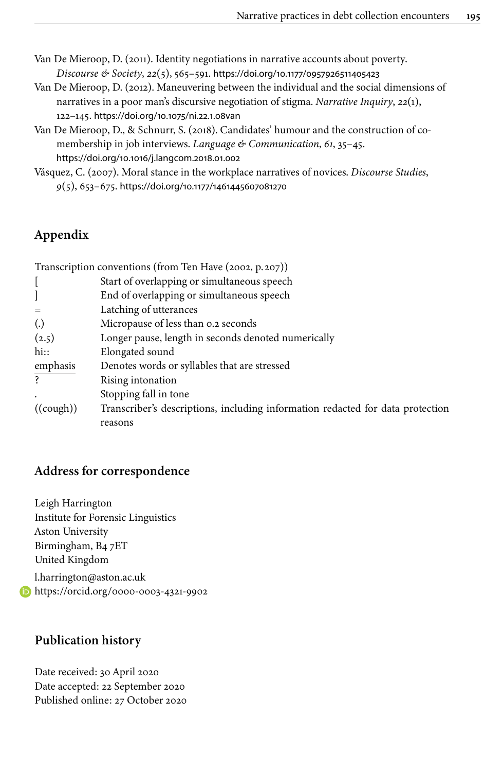Van De Mieroop, D. (2011). Identity negotiations in narrative accounts about poverty. *Discourse & Society*, *22*(5), 565–591. https://doi.org/10.1177/0957926511405423

Van De Mieroop, D. (2012). Maneuvering between the individual and the social dimensions of narratives in a poor man's discursive negotiation of stigma. *Narrative Inquiry*, *22*(1), 122–145. https://doi.org/10.1075/ni.22.1.08van

Van De Mieroop, D., & Schnurr, S. (2018). Candidates' humour and the construction of co-membership in job interviews. *Language & Communication*, *61*, 35–45. https://doi.org/10.1016/j.langcom.2018.01.002

Vásquez, C. (2007). Moral stance in the workplace narratives of novices. *Discourse Studies*, *9*(5), 653–675. https://doi.org/10.1177/1461445607081270

## Appendix

Transcription conventions (from Ten Have (2002, p. 207))

| | |
|---|---|
| [ | Start of overlapping or simultaneous speech |
| ] | End of overlapping or simultaneous speech |
| = | Latching of utterances |
| (.) | Micropause of less than 0.2 seconds |
| (2.5) | Longer pause, length in seconds denoted numerically |
| hi:: | Elongated sound |
| <u>emphasis</u> | Denotes words or syllables that are stressed |
| ? | Rising intonation |
| . | Stopping fall in tone |
| ((cough)) | Transcriber's descriptions, including information redacted for data protection reasons |

## Address for correspondence

Leigh Harrington
Institute for Forensic Linguistics
Aston University
Birmingham, B4 7ET
United Kingdom

l.harrington@aston.ac.uk
https://orcid.org/0000-0003-4321-9902

## Publication history

Date received: 30 April 2020
Date accepted: 22 September 2020
Published online: 27 October 2020